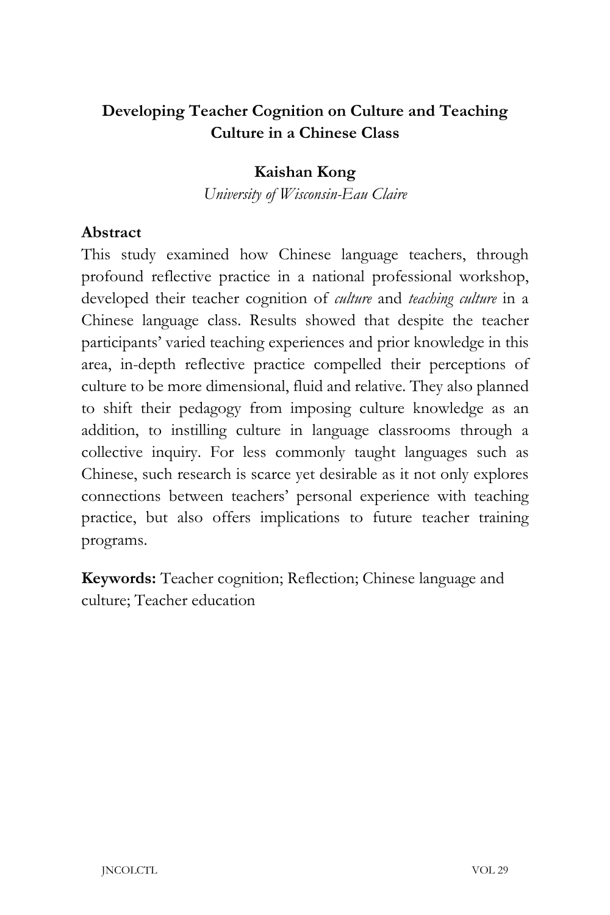# Developing Teacher Cognition on Culture and Teaching Culture in a Chinese Class

**Kaishan Kong**

*University of Wisconsin-Eau Claire*

## Abstract

This study examined how Chinese language teachers, through profound reflective practice in a national professional workshop, developed their teacher cognition of *culture* and *teaching culture* in a Chinese language class. Results showed that despite the teacher participants' varied teaching experiences and prior knowledge in this area, in-depth reflective practice compelled their perceptions of culture to be more dimensional, fluid and relative. They also planned to shift their pedagogy from imposing culture knowledge as an addition, to instilling culture in language classrooms through a collective inquiry. For less commonly taught languages such as Chinese, such research is scarce yet desirable as it not only explores connections between teachers' personal experience with teaching practice, but also offers implications to future teacher training programs.

**Keywords:** Teacher cognition; Reflection; Chinese language and culture; Teacher education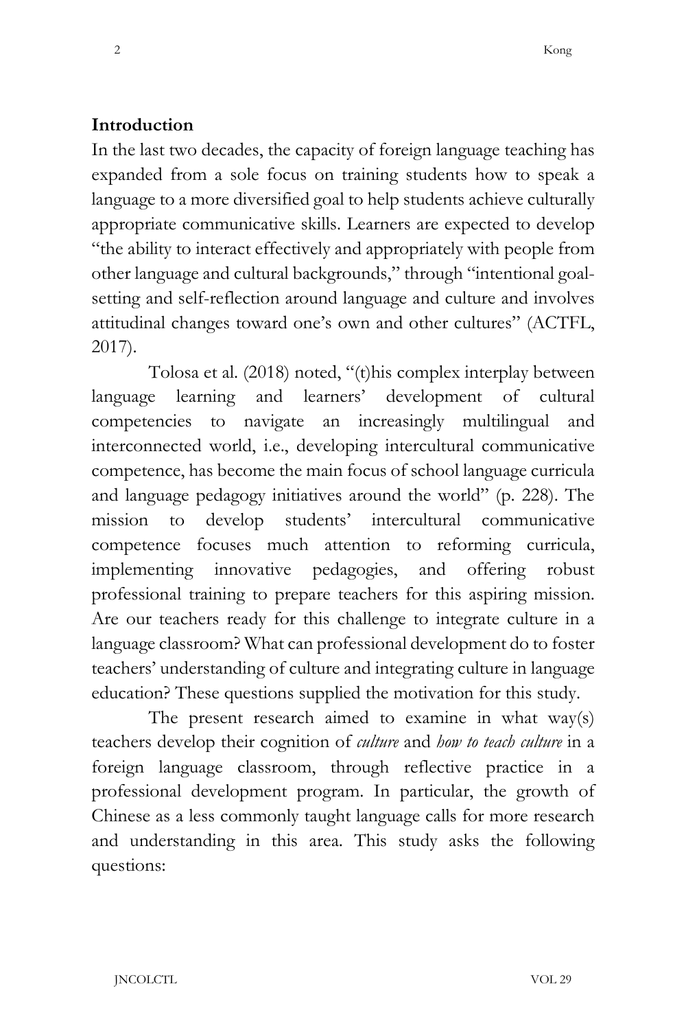## Introduction

In the last two decades, the capacity of foreign language teaching has expanded from a sole focus on training students how to speak a language to a more diversified goal to help students achieve culturally appropriate communicative skills. Learners are expected to develop "the ability to interact effectively and appropriately with people from other language and cultural backgrounds," through "intentional goal-setting and self-reflection around language and culture and involves attitudinal changes toward one's own and other cultures" (ACTFL, 2017).

Tolosa et al. (2018) noted, "(t)his complex interplay between language learning and learners' development of cultural competencies to navigate an increasingly multilingual and interconnected world, i.e., developing intercultural communicative competence, has become the main focus of school language curricula and language pedagogy initiatives around the world" (p. 228). The mission to develop students' intercultural communicative competence focuses much attention to reforming curricula, implementing innovative pedagogies, and offering robust professional training to prepare teachers for this aspiring mission. Are our teachers ready for this challenge to integrate culture in a language classroom? What can professional development do to foster teachers' understanding of culture and integrating culture in language education? These questions supplied the motivation for this study.

The present research aimed to examine in what way(s) teachers develop their cognition of *culture* and *how to teach culture* in a foreign language classroom, through reflective practice in a professional development program. In particular, the growth of Chinese as a less commonly taught language calls for more research and understanding in this area. This study asks the following questions: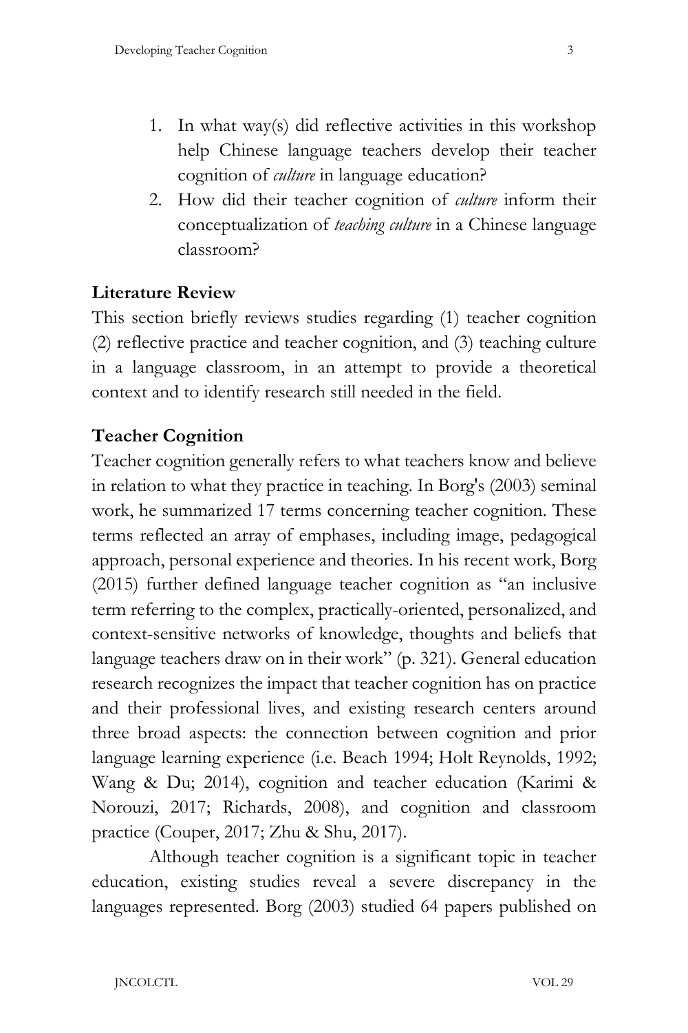1. In what way(s) did reflective activities in this workshop help Chinese language teachers develop their teacher cognition of *culture* in language education?
2. How did their teacher cognition of *culture* inform their conceptualization of *teaching culture* in a Chinese language classroom?

## Literature Review

This section briefly reviews studies regarding (1) teacher cognition (2) reflective practice and teacher cognition, and (3) teaching culture in a language classroom, in an attempt to provide a theoretical context and to identify research still needed in the field.

## Teacher Cognition

Teacher cognition generally refers to what teachers know and believe in relation to what they practice in teaching. In Borg's (2003) seminal work, he summarized 17 terms concerning teacher cognition. These terms reflected an array of emphases, including image, pedagogical approach, personal experience and theories. In his recent work, Borg (2015) further defined language teacher cognition as "an inclusive term referring to the complex, practically-oriented, personalized, and context-sensitive networks of knowledge, thoughts and beliefs that language teachers draw on in their work" (p. 321). General education research recognizes the impact that teacher cognition has on practice and their professional lives, and existing research centers around three broad aspects: the connection between cognition and prior language learning experience (i.e. Beach 1994; Holt Reynolds, 1992; Wang & Du; 2014), cognition and teacher education (Karimi & Norouzi, 2017; Richards, 2008), and cognition and classroom practice (Couper, 2017; Zhu & Shu, 2017).

Although teacher cognition is a significant topic in teacher education, existing studies reveal a severe discrepancy in the languages represented. Borg (2003) studied 64 papers published on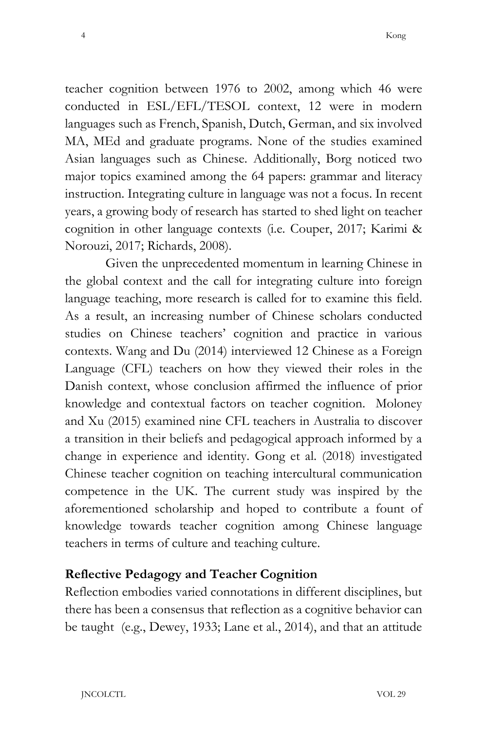teacher cognition between 1976 to 2002, among which 46 were conducted in ESL/EFL/TESOL context, 12 were in modern languages such as French, Spanish, Dutch, German, and six involved MA, MEd and graduate programs. None of the studies examined Asian languages such as Chinese. Additionally, Borg noticed two major topics examined among the 64 papers: grammar and literacy instruction. Integrating culture in language was not a focus. In recent years, a growing body of research has started to shed light on teacher cognition in other language contexts (i.e. Couper, 2017; Karimi & Norouzi, 2017; Richards, 2008).

Given the unprecedented momentum in learning Chinese in the global context and the call for integrating culture into foreign language teaching, more research is called for to examine this field. As a result, an increasing number of Chinese scholars conducted studies on Chinese teachers' cognition and practice in various contexts. Wang and Du (2014) interviewed 12 Chinese as a Foreign Language (CFL) teachers on how they viewed their roles in the Danish context, whose conclusion affirmed the influence of prior knowledge and contextual factors on teacher cognition. Moloney and Xu (2015) examined nine CFL teachers in Australia to discover a transition in their beliefs and pedagogical approach informed by a change in experience and identity. Gong et al. (2018) investigated Chinese teacher cognition on teaching intercultural communication competence in the UK. The current study was inspired by the aforementioned scholarship and hoped to contribute a fount of knowledge towards teacher cognition among Chinese language teachers in terms of culture and teaching culture.

## Reflective Pedagogy and Teacher Cognition

Reflection embodies varied connotations in different disciplines, but there has been a consensus that reflection as a cognitive behavior can be taught (e.g., Dewey, 1933; Lane et al., 2014), and that an attitude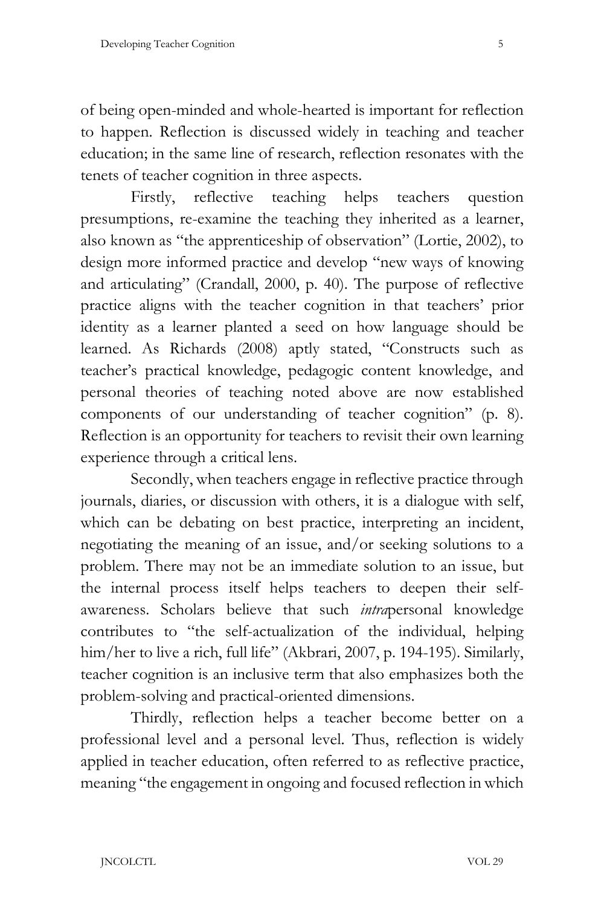of being open-minded and whole-hearted is important for reflection to happen. Reflection is discussed widely in teaching and teacher education; in the same line of research, reflection resonates with the tenets of teacher cognition in three aspects.

Firstly, reflective teaching helps teachers question presumptions, re-examine the teaching they inherited as a learner, also known as "the apprenticeship of observation" (Lortie, 2002), to design more informed practice and develop "new ways of knowing and articulating" (Crandall, 2000, p. 40). The purpose of reflective practice aligns with the teacher cognition in that teachers' prior identity as a learner planted a seed on how language should be learned. As Richards (2008) aptly stated, "Constructs such as teacher's practical knowledge, pedagogic content knowledge, and personal theories of teaching noted above are now established components of our understanding of teacher cognition" (p. 8). Reflection is an opportunity for teachers to revisit their own learning experience through a critical lens.

Secondly, when teachers engage in reflective practice through journals, diaries, or discussion with others, it is a dialogue with self, which can be debating on best practice, interpreting an incident, negotiating the meaning of an issue, and/or seeking solutions to a problem. There may not be an immediate solution to an issue, but the internal process itself helps teachers to deepen their self-awareness. Scholars believe that such *intra*personal knowledge contributes to "the self-actualization of the individual, helping him/her to live a rich, full life" (Akbrari, 2007, p. 194-195). Similarly, teacher cognition is an inclusive term that also emphasizes both the problem-solving and practical-oriented dimensions.

Thirdly, reflection helps a teacher become better on a professional level and a personal level. Thus, reflection is widely applied in teacher education, often referred to as reflective practice, meaning "the engagement in ongoing and focused reflection in which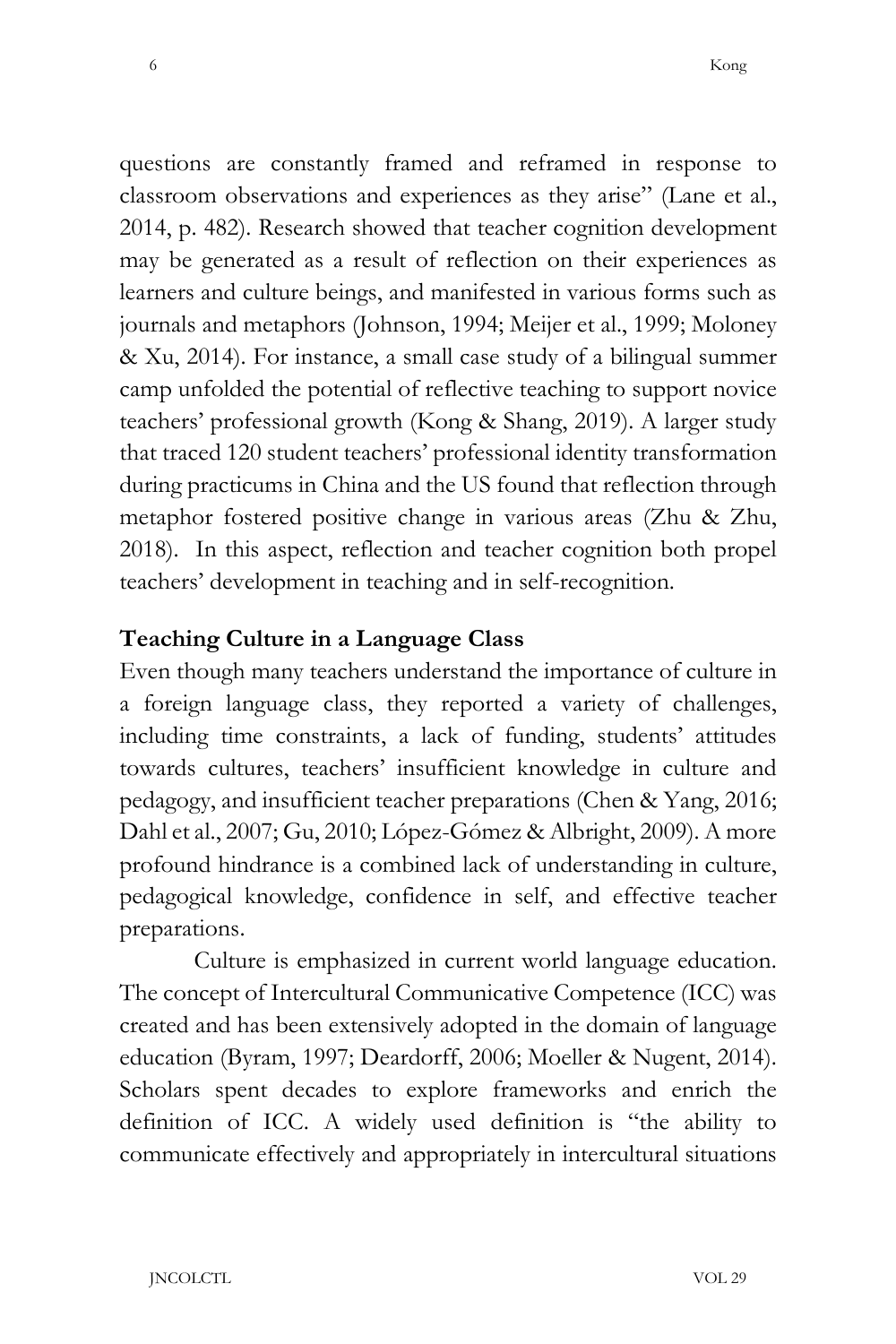questions are constantly framed and reframed in response to classroom observations and experiences as they arise" (Lane et al., 2014, p. 482). Research showed that teacher cognition development may be generated as a result of reflection on their experiences as learners and culture beings, and manifested in various forms such as journals and metaphors (Johnson, 1994; Meijer et al., 1999; Moloney & Xu, 2014). For instance, a small case study of a bilingual summer camp unfolded the potential of reflective teaching to support novice teachers' professional growth (Kong & Shang, 2019). A larger study that traced 120 student teachers' professional identity transformation during practicums in China and the US found that reflection through metaphor fostered positive change in various areas (Zhu & Zhu, 2018). In this aspect, reflection and teacher cognition both propel teachers' development in teaching and in self-recognition.

## Teaching Culture in a Language Class

Even though many teachers understand the importance of culture in a foreign language class, they reported a variety of challenges, including time constraints, a lack of funding, students' attitudes towards cultures, teachers' insufficient knowledge in culture and pedagogy, and insufficient teacher preparations (Chen & Yang, 2016; Dahl et al., 2007; Gu, 2010; López-Gómez & Albright, 2009). A more profound hindrance is a combined lack of understanding in culture, pedagogical knowledge, confidence in self, and effective teacher preparations.

Culture is emphasized in current world language education. The concept of Intercultural Communicative Competence (ICC) was created and has been extensively adopted in the domain of language education (Byram, 1997; Deardorff, 2006; Moeller & Nugent, 2014). Scholars spent decades to explore frameworks and enrich the definition of ICC. A widely used definition is "the ability to communicate effectively and appropriately in intercultural situations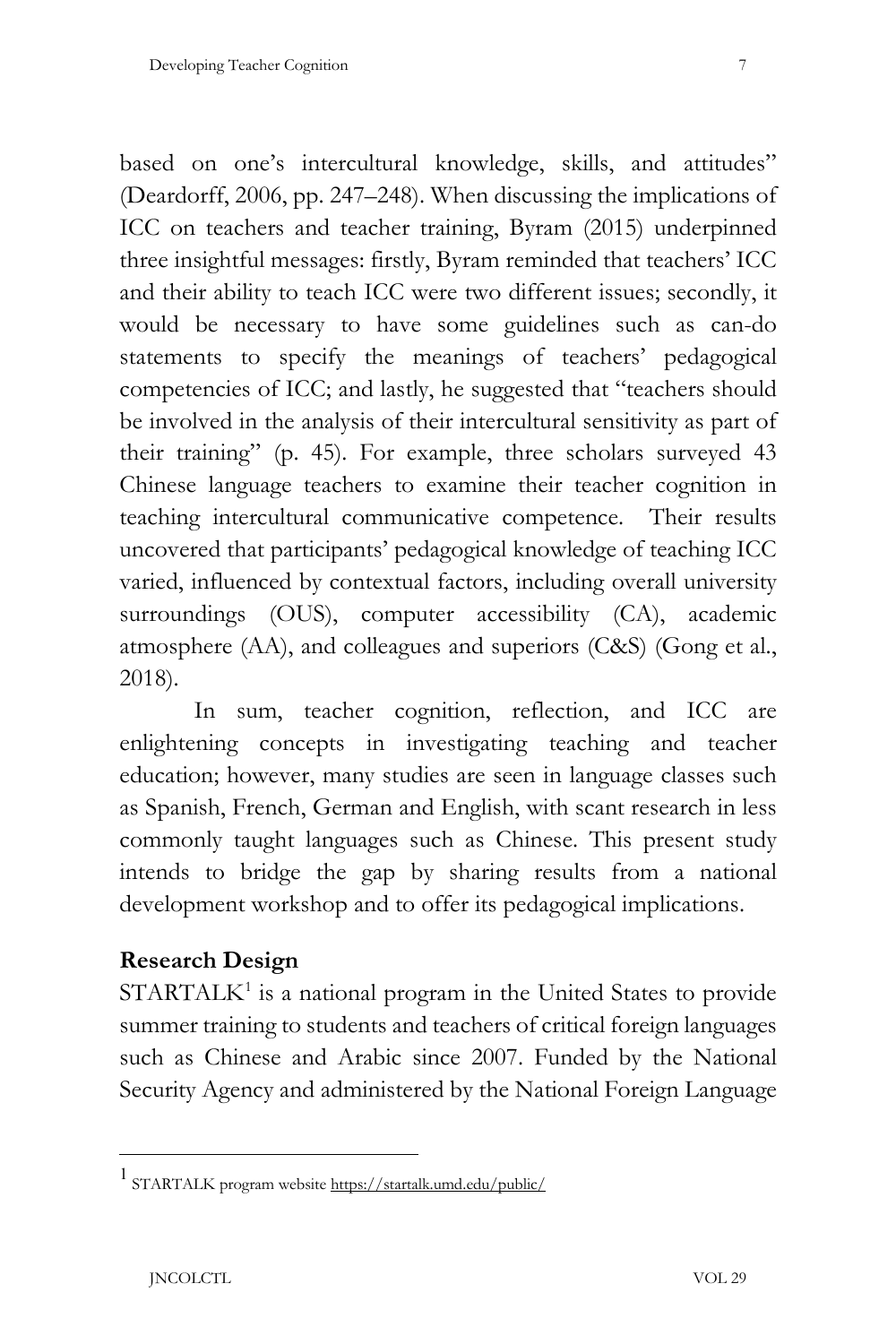based on one's intercultural knowledge, skills, and attitudes" (Deardorff, 2006, pp. 247–248). When discussing the implications of ICC on teachers and teacher training, Byram (2015) underpinned three insightful messages: firstly, Byram reminded that teachers' ICC and their ability to teach ICC were two different issues; secondly, it would be necessary to have some guidelines such as can-do statements to specify the meanings of teachers' pedagogical competencies of ICC; and lastly, he suggested that "teachers should be involved in the analysis of their intercultural sensitivity as part of their training" (p. 45). For example, three scholars surveyed 43 Chinese language teachers to examine their teacher cognition in teaching intercultural communicative competence. Their results uncovered that participants' pedagogical knowledge of teaching ICC varied, influenced by contextual factors, including overall university surroundings (OUS), computer accessibility (CA), academic atmosphere (AA), and colleagues and superiors (C&S) (Gong et al., 2018).

In sum, teacher cognition, reflection, and ICC are enlightening concepts in investigating teaching and teacher education; however, many studies are seen in language classes such as Spanish, French, German and English, with scant research in less commonly taught languages such as Chinese. This present study intends to bridge the gap by sharing results from a national development workshop and to offer its pedagogical implications.

## Research Design

STARTALK[1] is a national program in the United States to provide summer training to students and teachers of critical foreign languages such as Chinese and Arabic since 2007. Funded by the National Security Agency and administered by the National Foreign Language

---

[1] STARTALK program website https://startalk.umd.edu/public/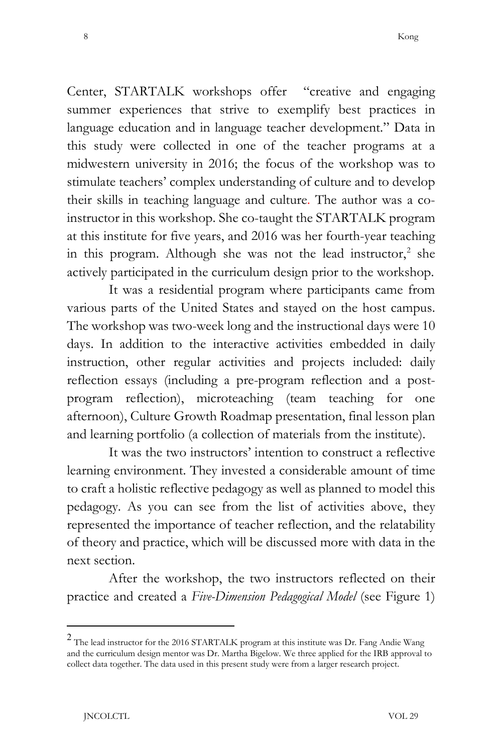Center, STARTALK workshops offer "creative and engaging summer experiences that strive to exemplify best practices in language education and in language teacher development." Data in this study were collected in one of the teacher programs at a midwestern university in 2016; the focus of the workshop was to stimulate teachers' complex understanding of culture and to develop their skills in teaching language and culture. The author was a co-instructor in this workshop. She co-taught the STARTALK program at this institute for five years, and 2016 was her fourth-year teaching in this program. Although she was not the lead instructor,[2] she actively participated in the curriculum design prior to the workshop.

It was a residential program where participants came from various parts of the United States and stayed on the host campus. The workshop was two-week long and the instructional days were 10 days. In addition to the interactive activities embedded in daily instruction, other regular activities and projects included: daily reflection essays (including a pre-program reflection and a post-program reflection), microteaching (team teaching for one afternoon), Culture Growth Roadmap presentation, final lesson plan and learning portfolio (a collection of materials from the institute).

It was the two instructors' intention to construct a reflective learning environment. They invested a considerable amount of time to craft a holistic reflective pedagogy as well as planned to model this pedagogy. As you can see from the list of activities above, they represented the importance of teacher reflection, and the relatability of theory and practice, which will be discussed more with data in the next section.

After the workshop, the two instructors reflected on their practice and created a *Five-Dimension Pedagogical Model* (see Figure 1)

---

[2] The lead instructor for the 2016 STARTALK program at this institute was Dr. Fang Andie Wang and the curriculum design mentor was Dr. Martha Bigelow. We three applied for the IRB approval to collect data together. The data used in this present study were from a larger research project.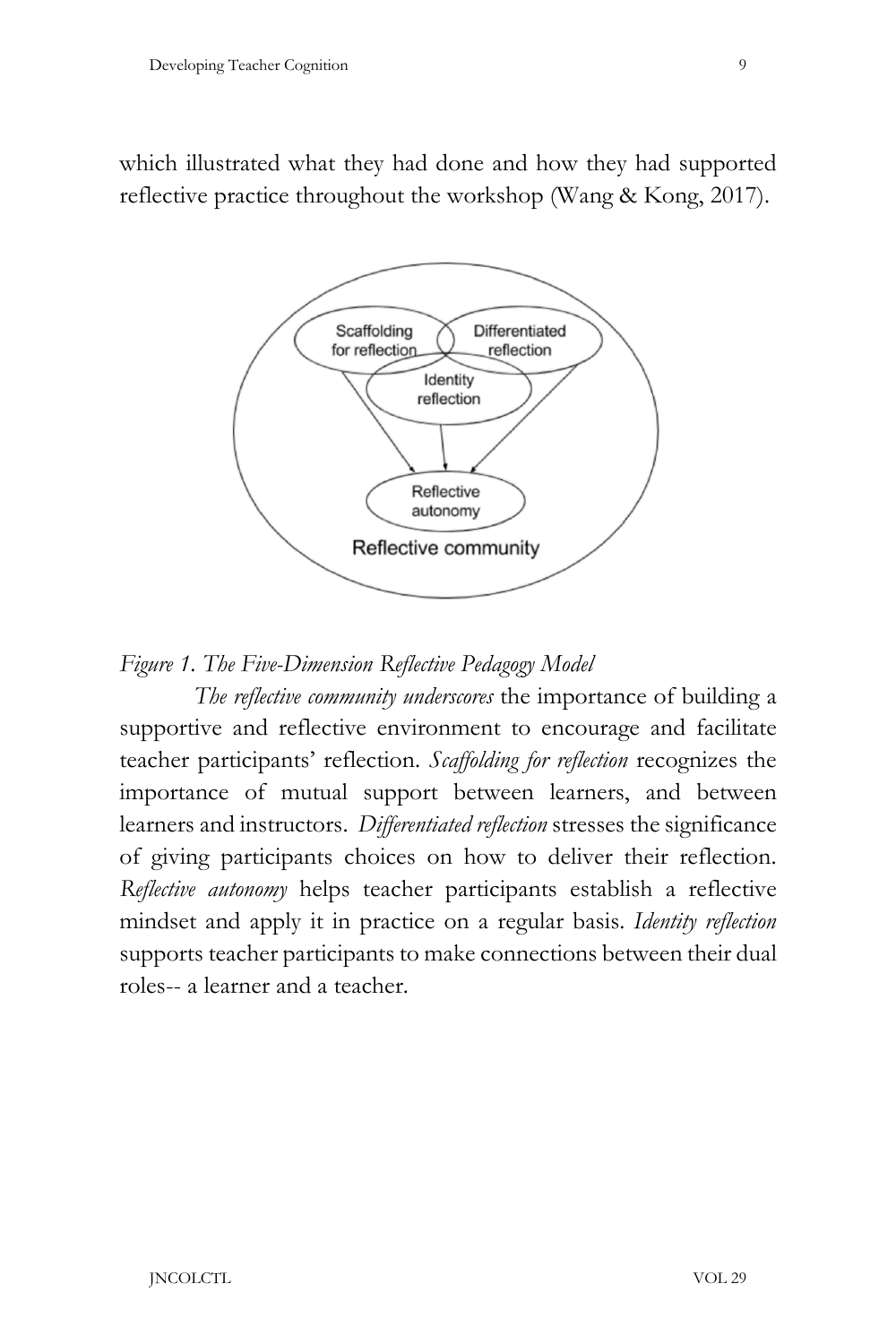which illustrated what they had done and how they had supported reflective practice throughout the workshop (Wang & Kong, 2017).

*Figure 1. The Five-Dimension Reflective Pedagogy Model*

*The reflective community underscores* the importance of building a supportive and reflective environment to encourage and facilitate teacher participants' reflection. *Scaffolding for reflection* recognizes the importance of mutual support between learners, and between learners and instructors. *Differentiated reflection* stresses the significance of giving participants choices on how to deliver their reflection. *Reflective autonomy* helps teacher participants establish a reflective mindset and apply it in practice on a regular basis. *Identity reflection* supports teacher participants to make connections between their dual roles-- a learner and a teacher.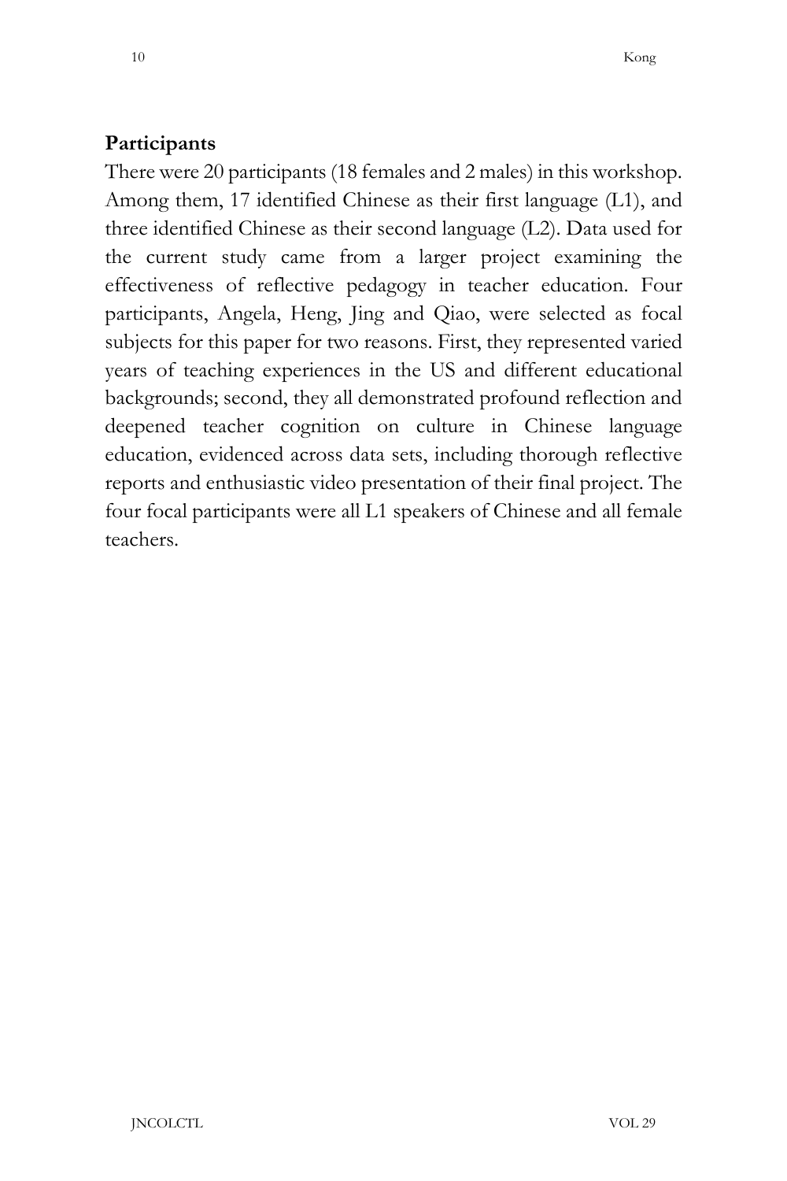## Participants

There were 20 participants (18 females and 2 males) in this workshop. Among them, 17 identified Chinese as their first language (L1), and three identified Chinese as their second language (L2). Data used for the current study came from a larger project examining the effectiveness of reflective pedagogy in teacher education. Four participants, Angela, Heng, Jing and Qiao, were selected as focal subjects for this paper for two reasons. First, they represented varied years of teaching experiences in the US and different educational backgrounds; second, they all demonstrated profound reflection and deepened teacher cognition on culture in Chinese language education, evidenced across data sets, including thorough reflective reports and enthusiastic video presentation of their final project. The four focal participants were all L1 speakers of Chinese and all female teachers.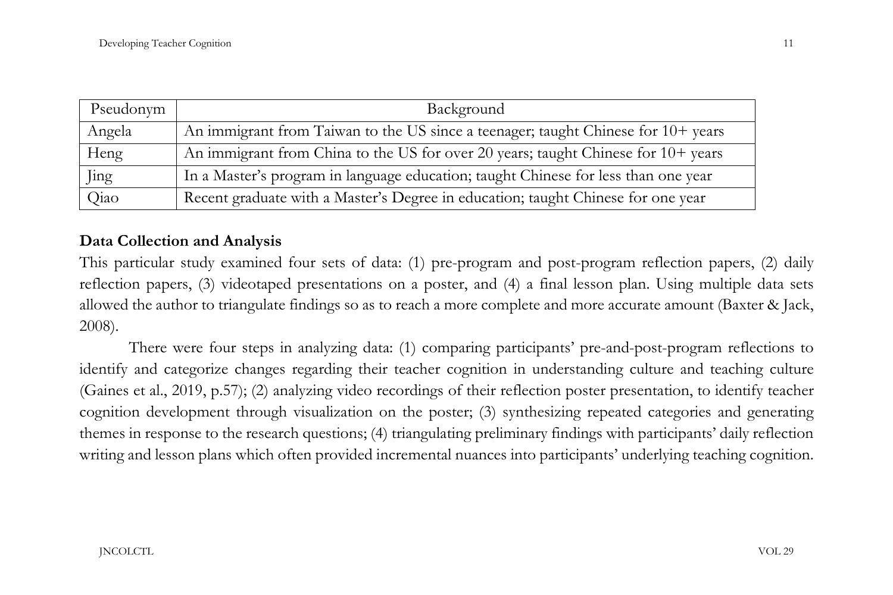| Pseudonym | Background |
| --- | --- |
| Angela | An immigrant from Taiwan to the US since a teenager; taught Chinese for 10+ years |
| Heng | An immigrant from China to the US for over 20 years; taught Chinese for 10+ years |
| Jing | In a Master's program in language education; taught Chinese for less than one year |
| Qiao | Recent graduate with a Master's Degree in education; taught Chinese for one year |

**Data Collection and Analysis**

This particular study examined four sets of data: (1) pre-program and post-program reflection papers, (2) daily reflection papers, (3) videotaped presentations on a poster, and (4) a final lesson plan. Using multiple data sets allowed the author to triangulate findings so as to reach a more complete and more accurate amount (Baxter & Jack, 2008).

There were four steps in analyzing data: (1) comparing participants' pre-and-post-program reflections to identify and categorize changes regarding their teacher cognition in understanding culture and teaching culture (Gaines et al., 2019, p.57); (2) analyzing video recordings of their reflection poster presentation, to identify teacher cognition development through visualization on the poster; (3) synthesizing repeated categories and generating themes in response to the research questions; (4) triangulating preliminary findings with participants' daily reflection writing and lesson plans which often provided incremental nuances into participants' underlying teaching cognition.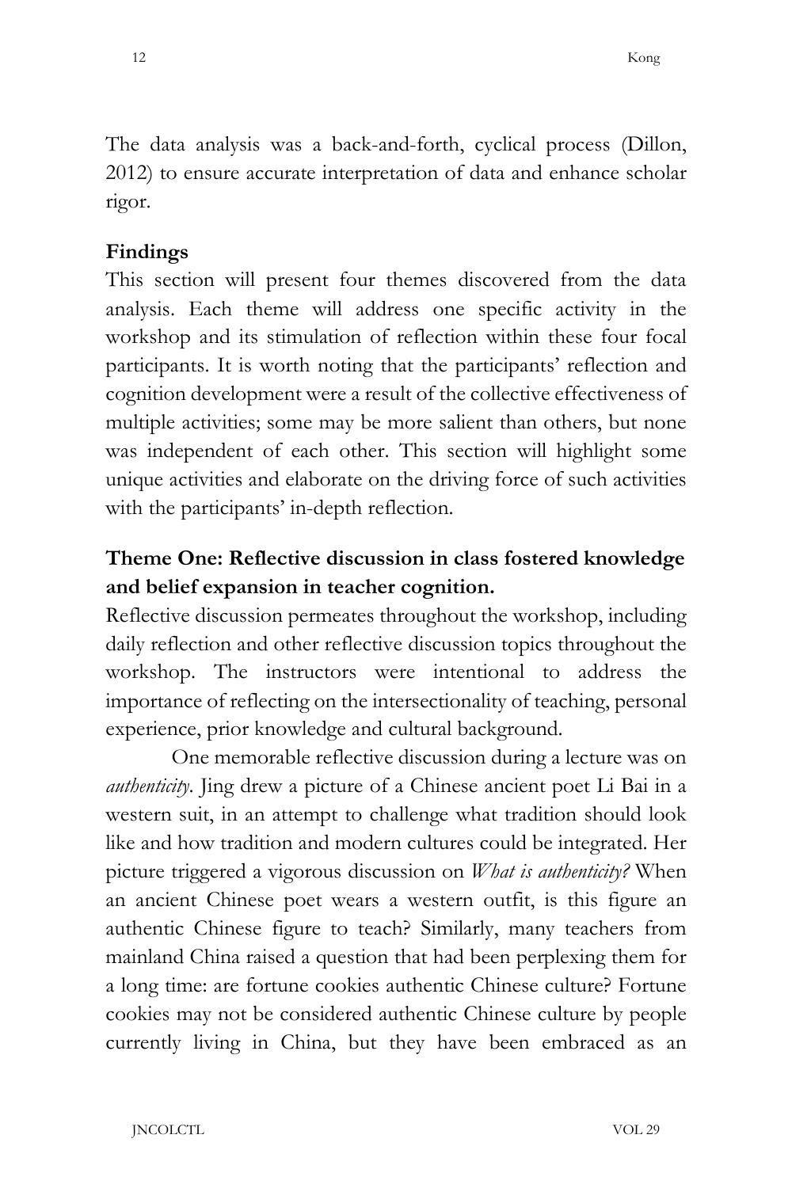The data analysis was a back-and-forth, cyclical process (Dillon, 2012) to ensure accurate interpretation of data and enhance scholar rigor.

## Findings

This section will present four themes discovered from the data analysis. Each theme will address one specific activity in the workshop and its stimulation of reflection within these four focal participants. It is worth noting that the participants' reflection and cognition development were a result of the collective effectiveness of multiple activities; some may be more salient than others, but none was independent of each other. This section will highlight some unique activities and elaborate on the driving force of such activities with the participants' in-depth reflection.

### Theme One: Reflective discussion in class fostered knowledge and belief expansion in teacher cognition.

Reflective discussion permeates throughout the workshop, including daily reflection and other reflective discussion topics throughout the workshop. The instructors were intentional to address the importance of reflecting on the intersectionality of teaching, personal experience, prior knowledge and cultural background.

One memorable reflective discussion during a lecture was on *authenticity*. Jing drew a picture of a Chinese ancient poet Li Bai in a western suit, in an attempt to challenge what tradition should look like and how tradition and modern cultures could be integrated. Her picture triggered a vigorous discussion on *What is authenticity?* When an ancient Chinese poet wears a western outfit, is this figure an authentic Chinese figure to teach? Similarly, many teachers from mainland China raised a question that had been perplexing them for a long time: are fortune cookies authentic Chinese culture? Fortune cookies may not be considered authentic Chinese culture by people currently living in China, but they have been embraced as an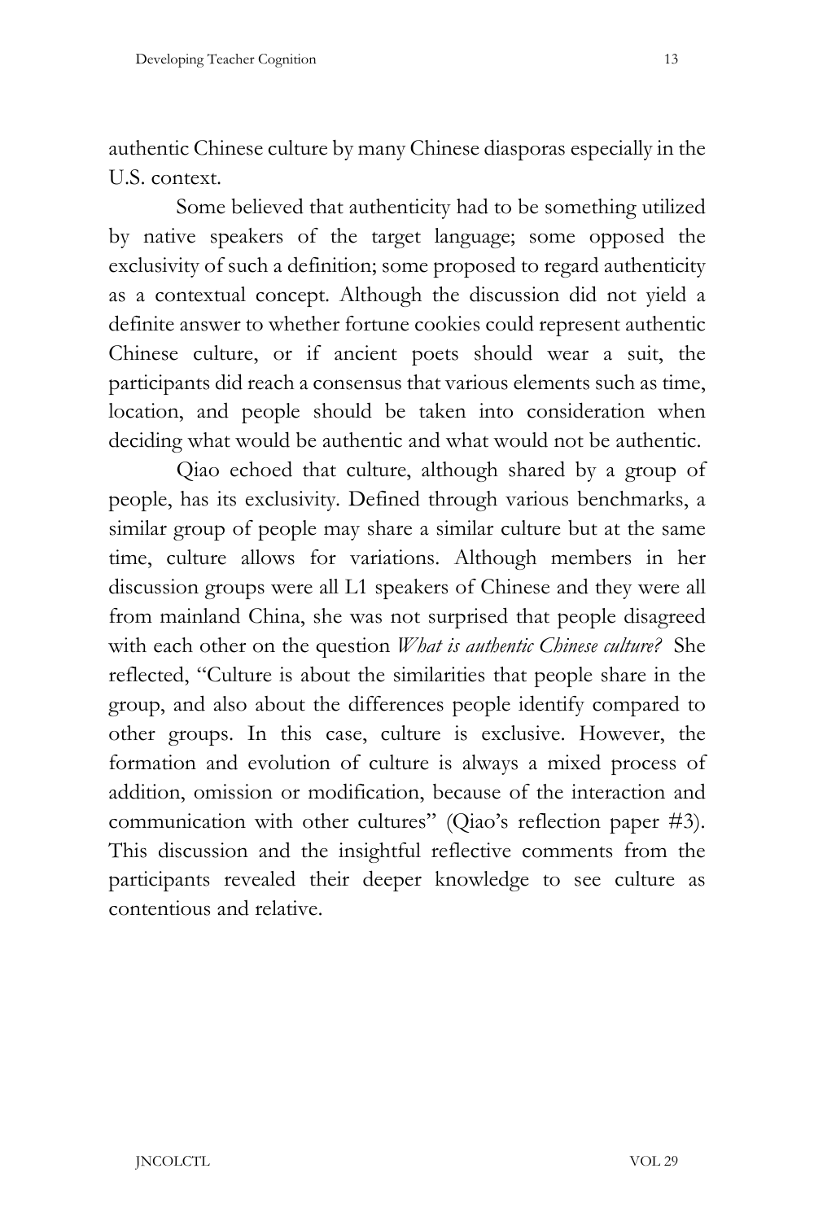authentic Chinese culture by many Chinese diasporas especially in the U.S. context.

Some believed that authenticity had to be something utilized by native speakers of the target language; some opposed the exclusivity of such a definition; some proposed to regard authenticity as a contextual concept. Although the discussion did not yield a definite answer to whether fortune cookies could represent authentic Chinese culture, or if ancient poets should wear a suit, the participants did reach a consensus that various elements such as time, location, and people should be taken into consideration when deciding what would be authentic and what would not be authentic.

Qiao echoed that culture, although shared by a group of people, has its exclusivity. Defined through various benchmarks, a similar group of people may share a similar culture but at the same time, culture allows for variations. Although members in her discussion groups were all L1 speakers of Chinese and they were all from mainland China, she was not surprised that people disagreed with each other on the question *What is authentic Chinese culture?* She reflected, "Culture is about the similarities that people share in the group, and also about the differences people identify compared to other groups. In this case, culture is exclusive. However, the formation and evolution of culture is always a mixed process of addition, omission or modification, because of the interaction and communication with other cultures" (Qiao's reflection paper #3). This discussion and the insightful reflective comments from the participants revealed their deeper knowledge to see culture as contentious and relative.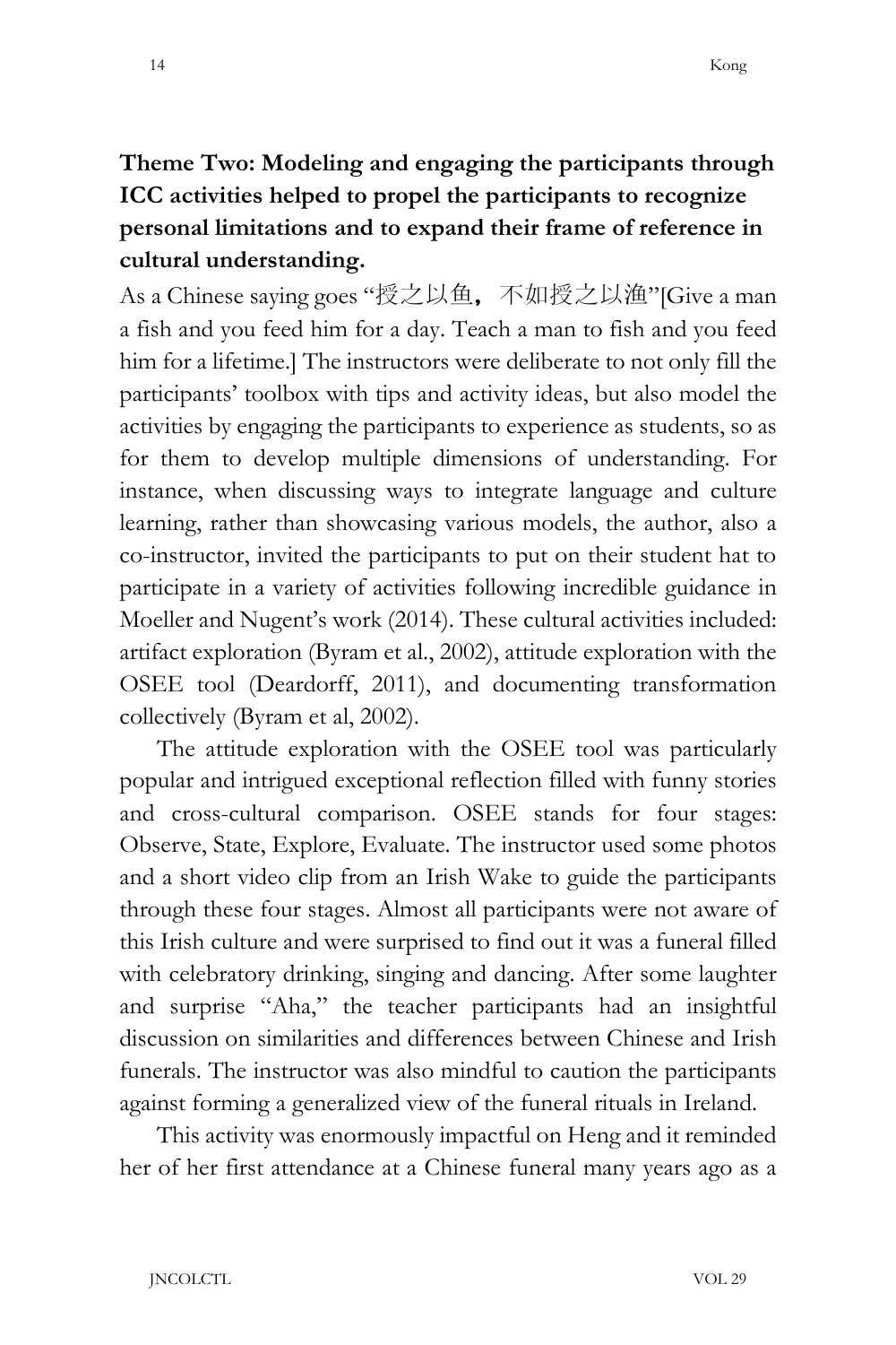**Theme Two: Modeling and engaging the participants through ICC activities helped to propel the participants to recognize personal limitations and to expand their frame of reference in cultural understanding.**

As a Chinese saying goes "授之以鱼，不如授之以渔"[Give a man a fish and you feed him for a day. Teach a man to fish and you feed him for a lifetime.] The instructors were deliberate to not only fill the participants' toolbox with tips and activity ideas, but also model the activities by engaging the participants to experience as students, so as for them to develop multiple dimensions of understanding. For instance, when discussing ways to integrate language and culture learning, rather than showcasing various models, the author, also a co-instructor, invited the participants to put on their student hat to participate in a variety of activities following incredible guidance in Moeller and Nugent's work (2014). These cultural activities included: artifact exploration (Byram et al., 2002), attitude exploration with the OSEE tool (Deardorff, 2011), and documenting transformation collectively (Byram et al, 2002).

The attitude exploration with the OSEE tool was particularly popular and intrigued exceptional reflection filled with funny stories and cross-cultural comparison. OSEE stands for four stages: Observe, State, Explore, Evaluate. The instructor used some photos and a short video clip from an Irish Wake to guide the participants through these four stages. Almost all participants were not aware of this Irish culture and were surprised to find out it was a funeral filled with celebratory drinking, singing and dancing. After some laughter and surprise "Aha," the teacher participants had an insightful discussion on similarities and differences between Chinese and Irish funerals. The instructor was also mindful to caution the participants against forming a generalized view of the funeral rituals in Ireland.

This activity was enormously impactful on Heng and it reminded her of her first attendance at a Chinese funeral many years ago as a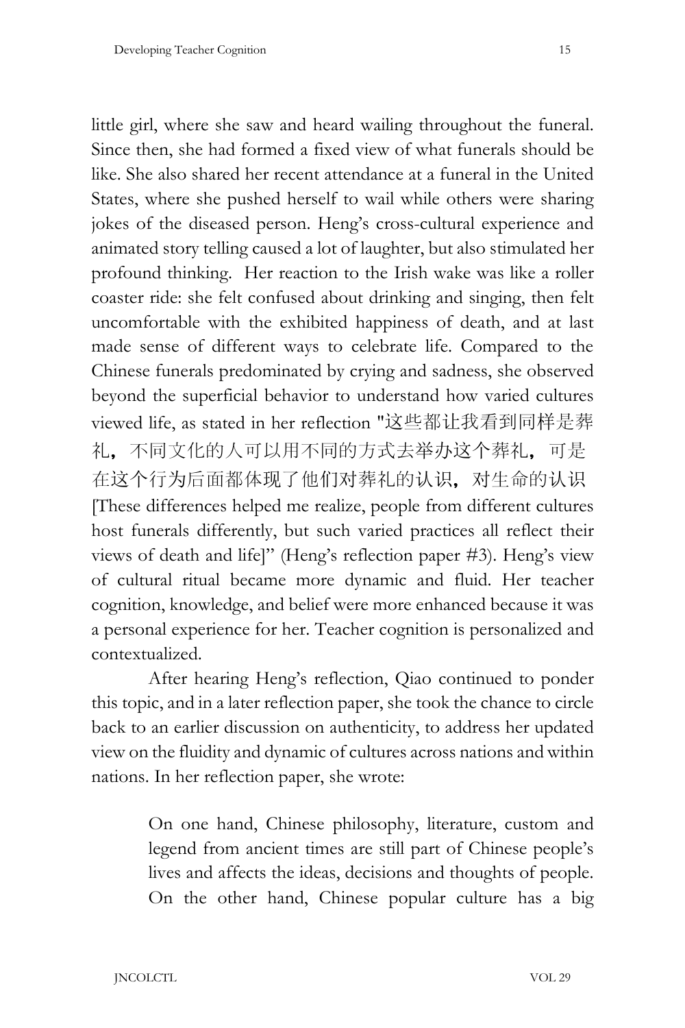little girl, where she saw and heard wailing throughout the funeral. Since then, she had formed a fixed view of what funerals should be like. She also shared her recent attendance at a funeral in the United States, where she pushed herself to wail while others were sharing jokes of the diseased person. Heng's cross-cultural experience and animated story telling caused a lot of laughter, but also stimulated her profound thinking. Her reaction to the Irish wake was like a roller coaster ride: she felt confused about drinking and singing, then felt uncomfortable with the exhibited happiness of death, and at last made sense of different ways to celebrate life. Compared to the Chinese funerals predominated by crying and sadness, she observed beyond the superficial behavior to understand how varied cultures viewed life, as stated in her reflection "这些都让我看到同样是葬礼，不同文化的人可以用不同的方式去举办这个葬礼，可是在这个行为后面都体现了他们对葬礼的认识，对生命的认识 [These differences helped me realize, people from different cultures host funerals differently, but such varied practices all reflect their views of death and life]" (Heng's reflection paper #3). Heng's view of cultural ritual became more dynamic and fluid. Her teacher cognition, knowledge, and belief were more enhanced because it was a personal experience for her. Teacher cognition is personalized and contextualized.

After hearing Heng's reflection, Qiao continued to ponder this topic, and in a later reflection paper, she took the chance to circle back to an earlier discussion on authenticity, to address her updated view on the fluidity and dynamic of cultures across nations and within nations. In her reflection paper, she wrote:

> On one hand, Chinese philosophy, literature, custom and legend from ancient times are still part of Chinese people's lives and affects the ideas, decisions and thoughts of people. On the other hand, Chinese popular culture has a big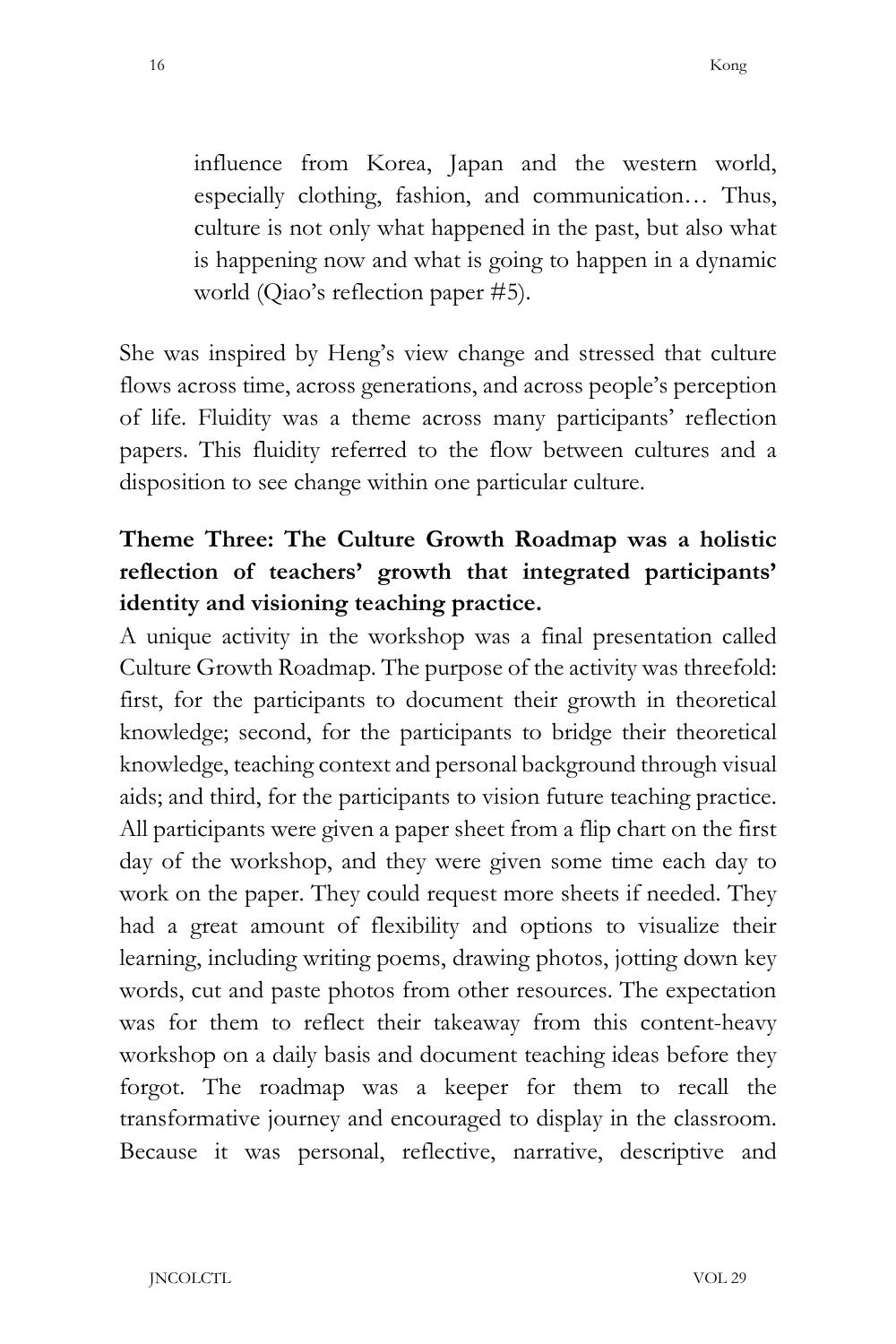> influence from Korea, Japan and the western world, especially clothing, fashion, and communication… Thus, culture is not only what happened in the past, but also what is happening now and what is going to happen in a dynamic world (Qiao's reflection paper #5).

She was inspired by Heng's view change and stressed that culture flows across time, across generations, and across people's perception of life. Fluidity was a theme across many participants' reflection papers. This fluidity referred to the flow between cultures and a disposition to see change within one particular culture.

**Theme Three: The Culture Growth Roadmap was a holistic reflection of teachers' growth that integrated participants' identity and visioning teaching practice.**

A unique activity in the workshop was a final presentation called Culture Growth Roadmap. The purpose of the activity was threefold: first, for the participants to document their growth in theoretical knowledge; second, for the participants to bridge their theoretical knowledge, teaching context and personal background through visual aids; and third, for the participants to vision future teaching practice. All participants were given a paper sheet from a flip chart on the first day of the workshop, and they were given some time each day to work on the paper. They could request more sheets if needed. They had a great amount of flexibility and options to visualize their learning, including writing poems, drawing photos, jotting down key words, cut and paste photos from other resources. The expectation was for them to reflect their takeaway from this content-heavy workshop on a daily basis and document teaching ideas before they forgot. The roadmap was a keeper for them to recall the transformative journey and encouraged to display in the classroom. Because it was personal, reflective, narrative, descriptive and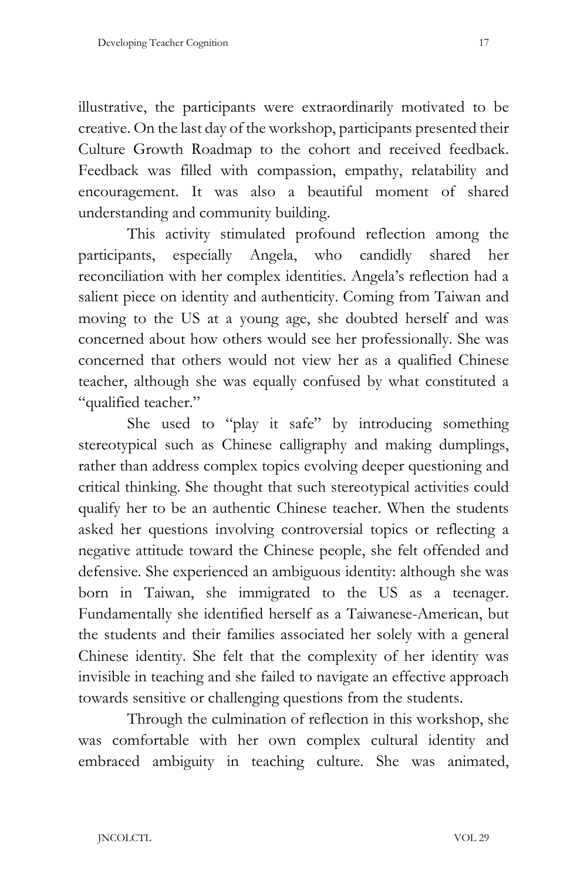illustrative, the participants were extraordinarily motivated to be creative. On the last day of the workshop, participants presented their Culture Growth Roadmap to the cohort and received feedback. Feedback was filled with compassion, empathy, relatability and encouragement. It was also a beautiful moment of shared understanding and community building.

This activity stimulated profound reflection among the participants, especially Angela, who candidly shared her reconciliation with her complex identities. Angela's reflection had a salient piece on identity and authenticity. Coming from Taiwan and moving to the US at a young age, she doubted herself and was concerned about how others would see her professionally. She was concerned that others would not view her as a qualified Chinese teacher, although she was equally confused by what constituted a "qualified teacher."

She used to "play it safe" by introducing something stereotypical such as Chinese calligraphy and making dumplings, rather than address complex topics evolving deeper questioning and critical thinking. She thought that such stereotypical activities could qualify her to be an authentic Chinese teacher. When the students asked her questions involving controversial topics or reflecting a negative attitude toward the Chinese people, she felt offended and defensive. She experienced an ambiguous identity: although she was born in Taiwan, she immigrated to the US as a teenager. Fundamentally she identified herself as a Taiwanese-American, but the students and their families associated her solely with a general Chinese identity. She felt that the complexity of her identity was invisible in teaching and she failed to navigate an effective approach towards sensitive or challenging questions from the students.

Through the culmination of reflection in this workshop, she was comfortable with her own complex cultural identity and embraced ambiguity in teaching culture. She was animated,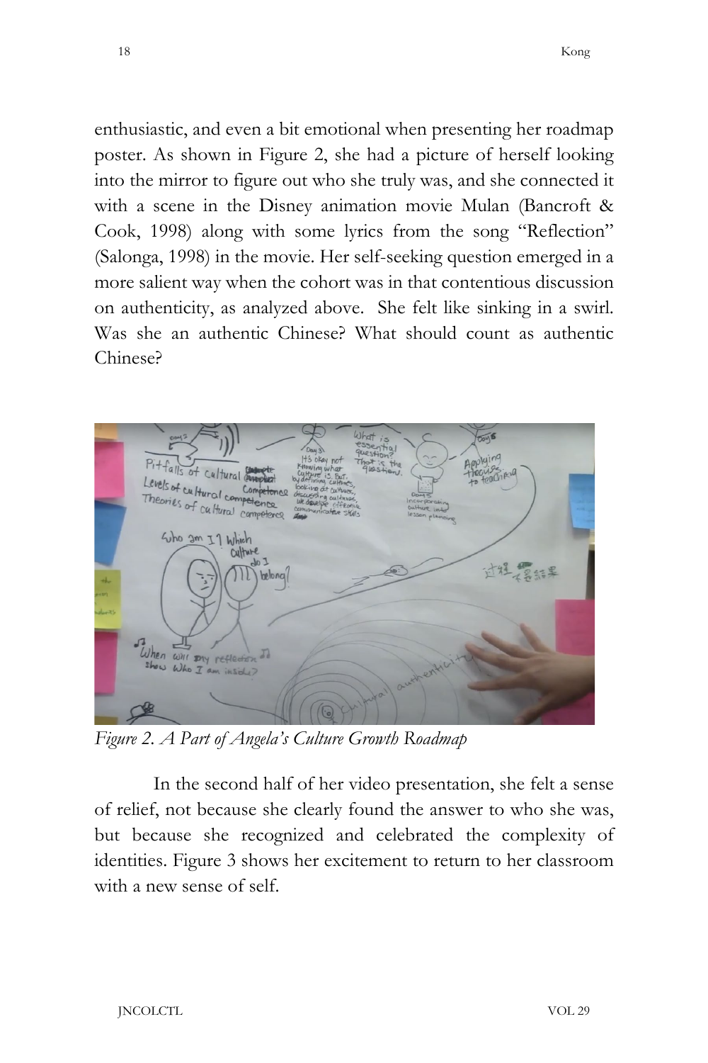enthusiastic, and even a bit emotional when presenting her roadmap poster. As shown in Figure 2, she had a picture of herself looking into the mirror to figure out who she truly was, and she connected it with a scene in the Disney animation movie Mulan (Bancroft & Cook, 1998) along with some lyrics from the song "Reflection" (Salonga, 1998) in the movie. Her self-seeking question emerged in a more salient way when the cohort was in that contentious discussion on authenticity, as analyzed above. She felt like sinking in a swirl. Was she an authentic Chinese? What should count as authentic Chinese?

*Figure 2. A Part of Angela's Culture Growth Roadmap*

In the second half of her video presentation, she felt a sense of relief, not because she clearly found the answer to who she was, but because she recognized and celebrated the complexity of identities. Figure 3 shows her excitement to return to her classroom with a new sense of self.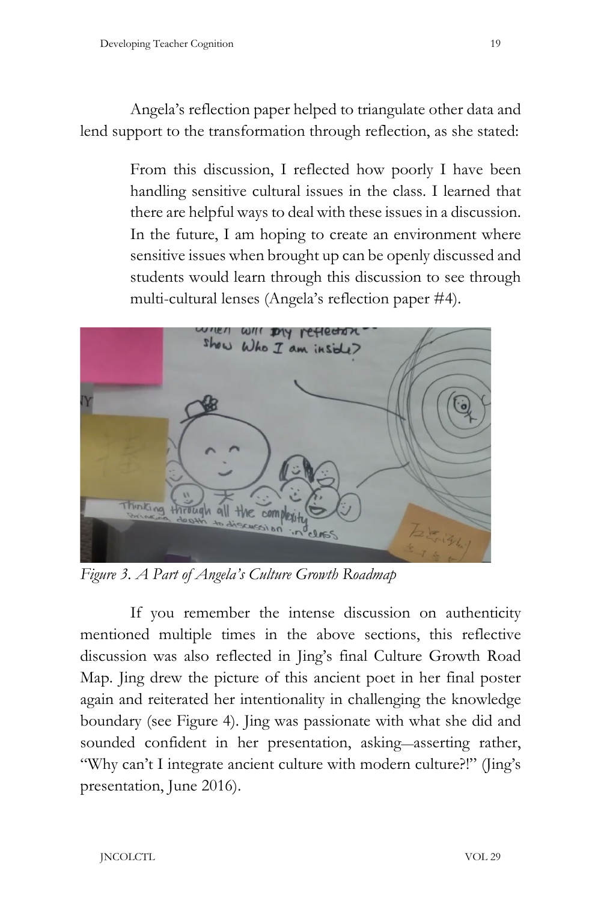Angela's reflection paper helped to triangulate other data and lend support to the transformation through reflection, as she stated:

> From this discussion, I reflected how poorly I have been handling sensitive cultural issues in the class. I learned that there are helpful ways to deal with these issues in a discussion. In the future, I am hoping to create an environment where sensitive issues when brought up can be openly discussed and students would learn through this discussion to see through multi-cultural lenses (Angela's reflection paper #4).

*Figure 3. A Part of Angela's Culture Growth Roadmap*

If you remember the intense discussion on authenticity mentioned multiple times in the above sections, this reflective discussion was also reflected in Jing's final Culture Growth Road Map. Jing drew the picture of this ancient poet in her final poster again and reiterated her intentionality in challenging the knowledge boundary (see Figure 4). Jing was passionate with what she did and sounded confident in her presentation, asking—asserting rather, "Why can't I integrate ancient culture with modern culture?!" (Jing's presentation, June 2016).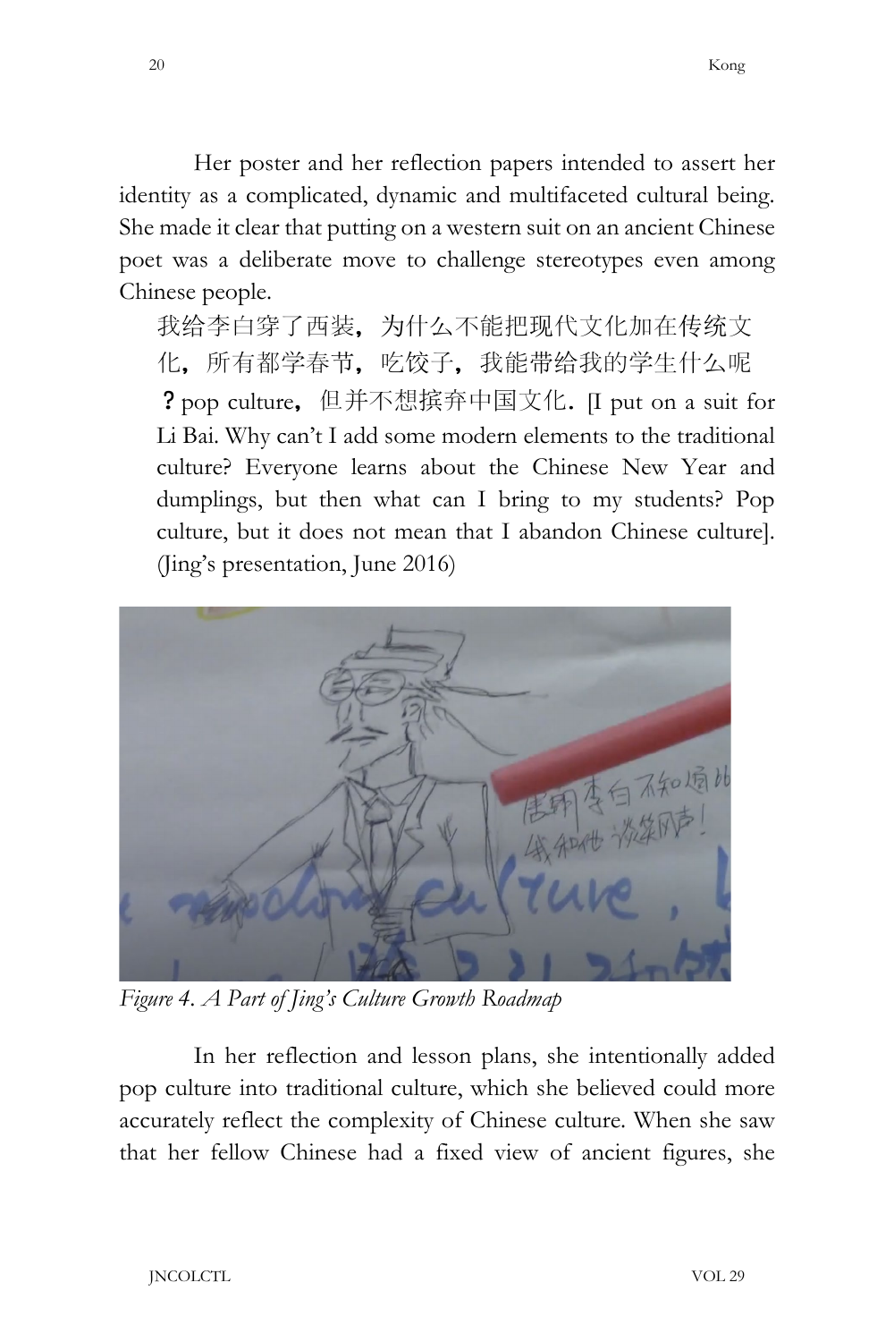Her poster and her reflection papers intended to assert her identity as a complicated, dynamic and multifaceted cultural being. She made it clear that putting on a western suit on an ancient Chinese poet was a deliberate move to challenge stereotypes even among Chinese people.

> 我给李白穿了西装，为什么不能把现代文化加在传统文化，所有都学春节，吃饺子，我能带给我的学生什么呢？pop culture，但并不想摈弃中国文化. [I put on a suit for Li Bai. Why can't I add some modern elements to the traditional culture? Everyone learns about the Chinese New Year and dumplings, but then what can I bring to my students? Pop culture, but it does not mean that I abandon Chinese culture]. (Jing's presentation, June 2016)

*Figure 4. A Part of Jing's Culture Growth Roadmap*

In her reflection and lesson plans, she intentionally added pop culture into traditional culture, which she believed could more accurately reflect the complexity of Chinese culture. When she saw that her fellow Chinese had a fixed view of ancient figures, she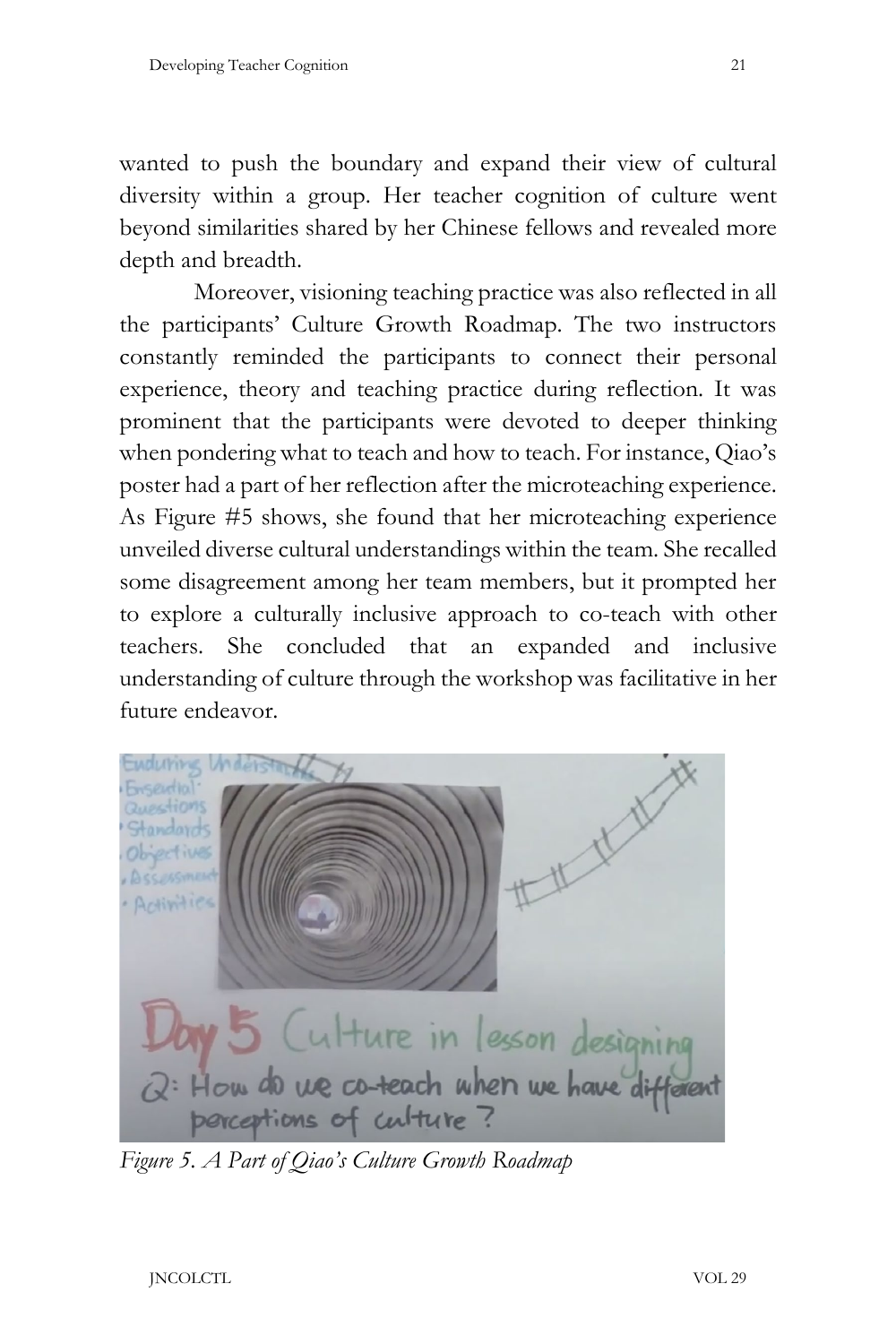wanted to push the boundary and expand their view of cultural diversity within a group. Her teacher cognition of culture went beyond similarities shared by her Chinese fellows and revealed more depth and breadth.

Moreover, visioning teaching practice was also reflected in all the participants' Culture Growth Roadmap. The two instructors constantly reminded the participants to connect their personal experience, theory and teaching practice during reflection. It was prominent that the participants were devoted to deeper thinking when pondering what to teach and how to teach. For instance, Qiao's poster had a part of her reflection after the microteaching experience. As Figure #5 shows, she found that her microteaching experience unveiled diverse cultural understandings within the team. She recalled some disagreement among her team members, but it prompted her to explore a culturally inclusive approach to co-teach with other teachers. She concluded that an expanded and inclusive understanding of culture through the workshop was facilitative in her future endeavor.

*Figure 5. A Part of Qiao's Culture Growth Roadmap*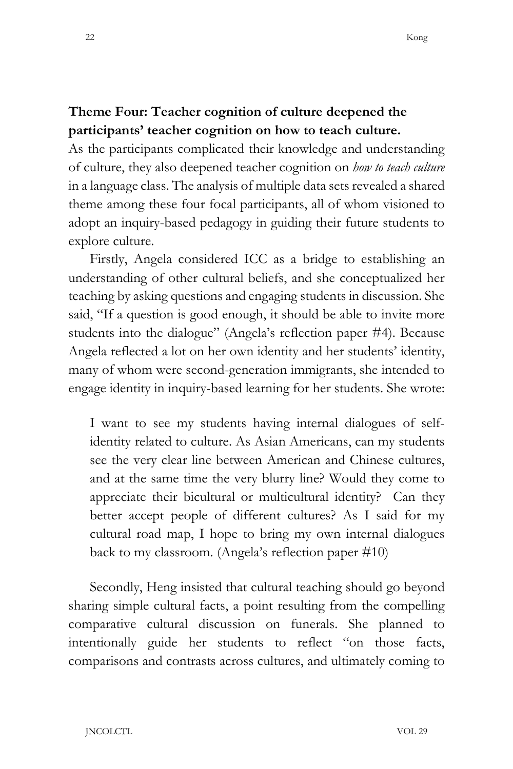**Theme Four: Teacher cognition of culture deepened the participants' teacher cognition on how to teach culture.**

As the participants complicated their knowledge and understanding of culture, they also deepened teacher cognition on *how to teach culture* in a language class. The analysis of multiple data sets revealed a shared theme among these four focal participants, all of whom visioned to adopt an inquiry-based pedagogy in guiding their future students to explore culture.

Firstly, Angela considered ICC as a bridge to establishing an understanding of other cultural beliefs, and she conceptualized her teaching by asking questions and engaging students in discussion. She said, "If a question is good enough, it should be able to invite more students into the dialogue" (Angela's reflection paper #4). Because Angela reflected a lot on her own identity and her students' identity, many of whom were second-generation immigrants, she intended to engage identity in inquiry-based learning for her students. She wrote:

> I want to see my students having internal dialogues of self-identity related to culture. As Asian Americans, can my students see the very clear line between American and Chinese cultures, and at the same time the very blurry line? Would they come to appreciate their bicultural or multicultural identity? Can they better accept people of different cultures? As I said for my cultural road map, I hope to bring my own internal dialogues back to my classroom. (Angela's reflection paper #10)

Secondly, Heng insisted that cultural teaching should go beyond sharing simple cultural facts, a point resulting from the compelling comparative cultural discussion on funerals. She planned to intentionally guide her students to reflect "on those facts, comparisons and contrasts across cultures, and ultimately coming to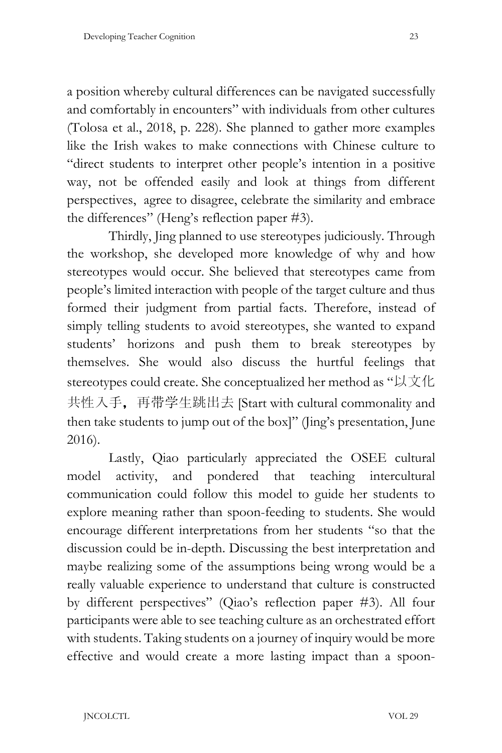a position whereby cultural differences can be navigated successfully and comfortably in encounters" with individuals from other cultures (Tolosa et al., 2018, p. 228). She planned to gather more examples like the Irish wakes to make connections with Chinese culture to "direct students to interpret other people's intention in a positive way, not be offended easily and look at things from different perspectives, agree to disagree, celebrate the similarity and embrace the differences" (Heng's reflection paper #3).

Thirdly, Jing planned to use stereotypes judiciously. Through the workshop, she developed more knowledge of why and how stereotypes would occur. She believed that stereotypes came from people's limited interaction with people of the target culture and thus formed their judgment from partial facts. Therefore, instead of simply telling students to avoid stereotypes, she wanted to expand students' horizons and push them to break stereotypes by themselves. She would also discuss the hurtful feelings that stereotypes could create. She conceptualized her method as "以文化共性入手，再带学生跳出去 [Start with cultural commonality and then take students to jump out of the box]" (Jing's presentation, June 2016).

Lastly, Qiao particularly appreciated the OSEE cultural model activity, and pondered that teaching intercultural communication could follow this model to guide her students to explore meaning rather than spoon-feeding to students. She would encourage different interpretations from her students "so that the discussion could be in-depth. Discussing the best interpretation and maybe realizing some of the assumptions being wrong would be a really valuable experience to understand that culture is constructed by different perspectives" (Qiao's reflection paper #3). All four participants were able to see teaching culture as an orchestrated effort with students. Taking students on a journey of inquiry would be more effective and would create a more lasting impact than a spoon-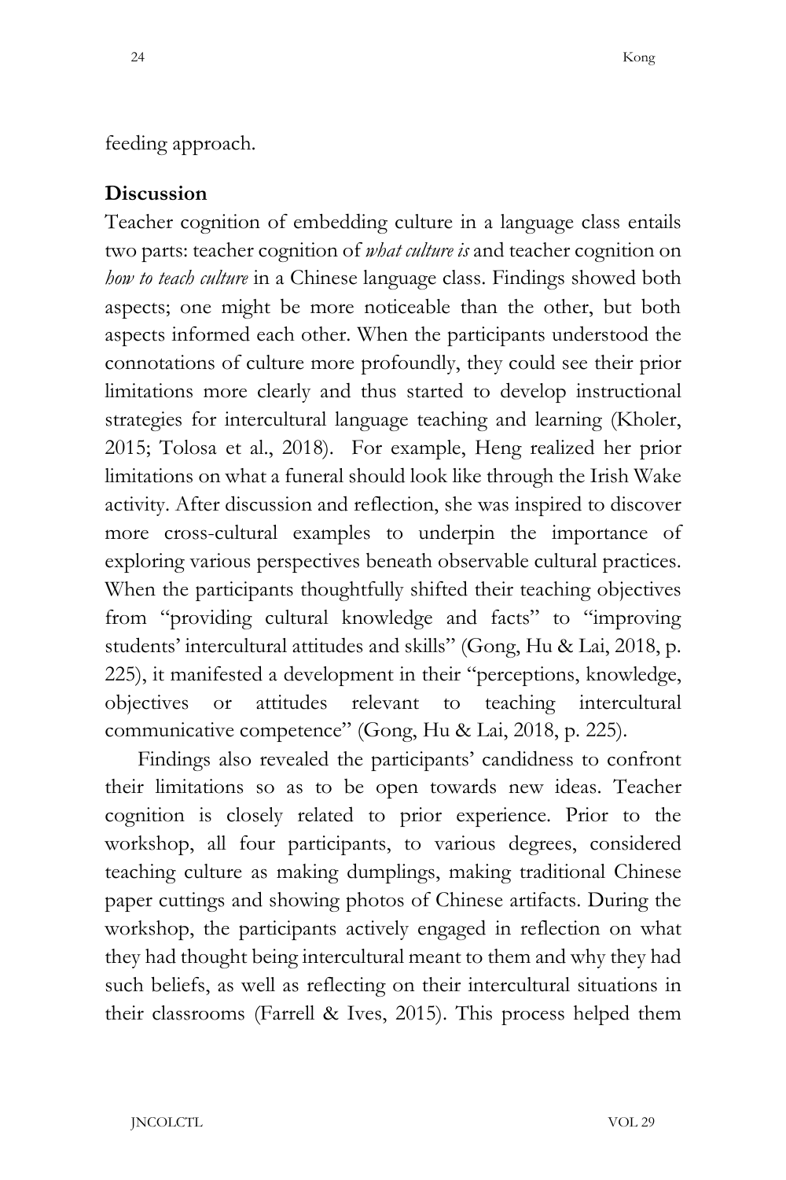feeding approach.

## Discussion

Teacher cognition of embedding culture in a language class entails two parts: teacher cognition of *what culture is* and teacher cognition on *how to teach culture* in a Chinese language class. Findings showed both aspects; one might be more noticeable than the other, but both aspects informed each other. When the participants understood the connotations of culture more profoundly, they could see their prior limitations more clearly and thus started to develop instructional strategies for intercultural language teaching and learning (Kholer, 2015; Tolosa et al., 2018). For example, Heng realized her prior limitations on what a funeral should look like through the Irish Wake activity. After discussion and reflection, she was inspired to discover more cross-cultural examples to underpin the importance of exploring various perspectives beneath observable cultural practices. When the participants thoughtfully shifted their teaching objectives from "providing cultural knowledge and facts" to "improving students' intercultural attitudes and skills" (Gong, Hu & Lai, 2018, p. 225), it manifested a development in their "perceptions, knowledge, objectives or attitudes relevant to teaching intercultural communicative competence" (Gong, Hu & Lai, 2018, p. 225).

Findings also revealed the participants' candidness to confront their limitations so as to be open towards new ideas. Teacher cognition is closely related to prior experience. Prior to the workshop, all four participants, to various degrees, considered teaching culture as making dumplings, making traditional Chinese paper cuttings and showing photos of Chinese artifacts. During the workshop, the participants actively engaged in reflection on what they had thought being intercultural meant to them and why they had such beliefs, as well as reflecting on their intercultural situations in their classrooms (Farrell & Ives, 2015). This process helped them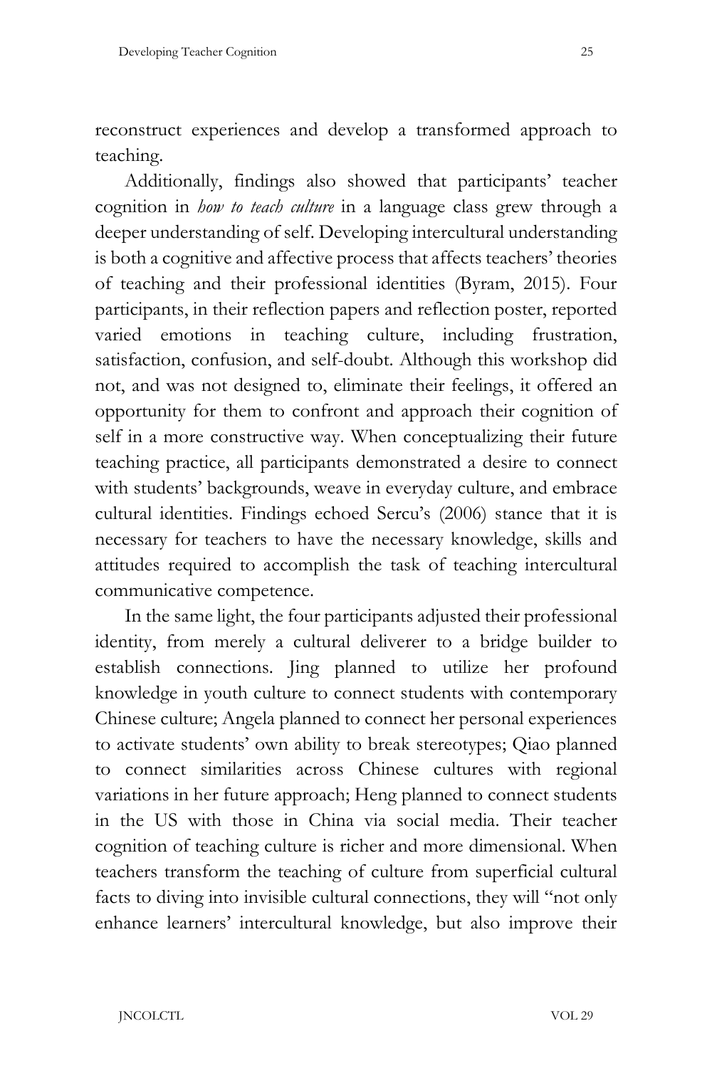reconstruct experiences and develop a transformed approach to teaching.

Additionally, findings also showed that participants' teacher cognition in *how to teach culture* in a language class grew through a deeper understanding of self. Developing intercultural understanding is both a cognitive and affective process that affects teachers' theories of teaching and their professional identities (Byram, 2015). Four participants, in their reflection papers and reflection poster, reported varied emotions in teaching culture, including frustration, satisfaction, confusion, and self-doubt. Although this workshop did not, and was not designed to, eliminate their feelings, it offered an opportunity for them to confront and approach their cognition of self in a more constructive way. When conceptualizing their future teaching practice, all participants demonstrated a desire to connect with students' backgrounds, weave in everyday culture, and embrace cultural identities. Findings echoed Sercu's (2006) stance that it is necessary for teachers to have the necessary knowledge, skills and attitudes required to accomplish the task of teaching intercultural communicative competence.

In the same light, the four participants adjusted their professional identity, from merely a cultural deliverer to a bridge builder to establish connections. Jing planned to utilize her profound knowledge in youth culture to connect students with contemporary Chinese culture; Angela planned to connect her personal experiences to activate students' own ability to break stereotypes; Qiao planned to connect similarities across Chinese cultures with regional variations in her future approach; Heng planned to connect students in the US with those in China via social media. Their teacher cognition of teaching culture is richer and more dimensional. When teachers transform the teaching of culture from superficial cultural facts to diving into invisible cultural connections, they will "not only enhance learners' intercultural knowledge, but also improve their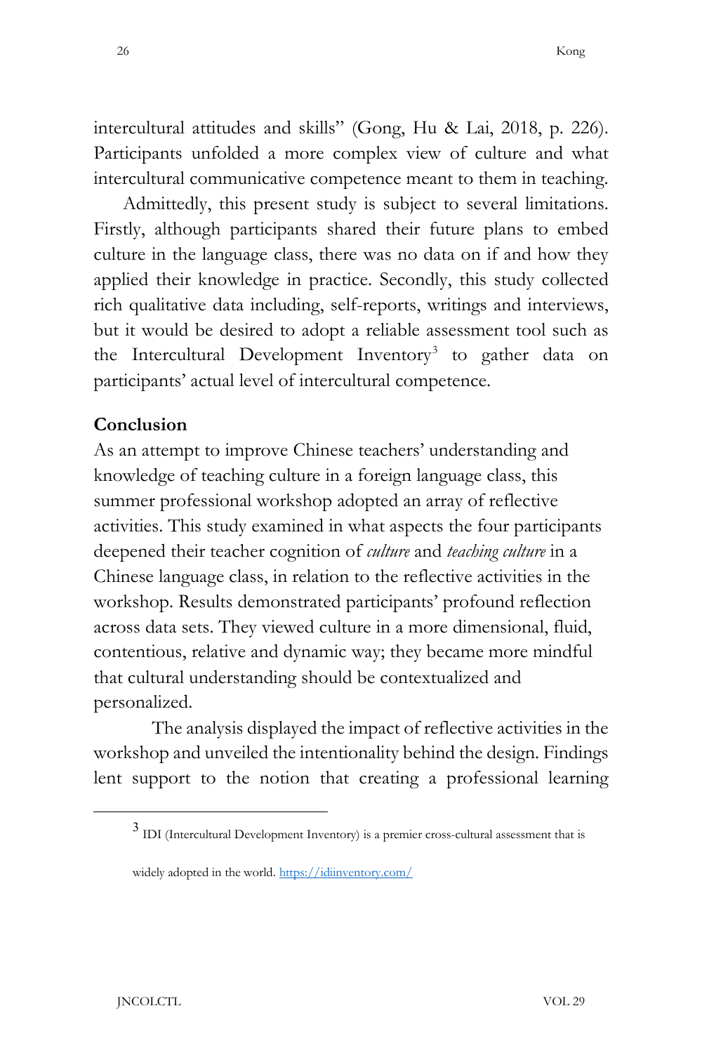intercultural attitudes and skills" (Gong, Hu & Lai, 2018, p. 226). Participants unfolded a more complex view of culture and what intercultural communicative competence meant to them in teaching.

Admittedly, this present study is subject to several limitations. Firstly, although participants shared their future plans to embed culture in the language class, there was no data on if and how they applied their knowledge in practice. Secondly, this study collected rich qualitative data including, self-reports, writings and interviews, but it would be desired to adopt a reliable assessment tool such as the Intercultural Development Inventory[3] to gather data on participants' actual level of intercultural competence.

**Conclusion**

As an attempt to improve Chinese teachers' understanding and knowledge of teaching culture in a foreign language class, this summer professional workshop adopted an array of reflective activities. This study examined in what aspects the four participants deepened their teacher cognition of *culture* and *teaching culture* in a Chinese language class, in relation to the reflective activities in the workshop. Results demonstrated participants' profound reflection across data sets. They viewed culture in a more dimensional, fluid, contentious, relative and dynamic way; they became more mindful that cultural understanding should be contextualized and personalized.

The analysis displayed the impact of reflective activities in the workshop and unveiled the intentionality behind the design. Findings lent support to the notion that creating a professional learning

---

[3] IDI (Intercultural Development Inventory) is a premier cross-cultural assessment that is widely adopted in the world. https://idiinventory.com/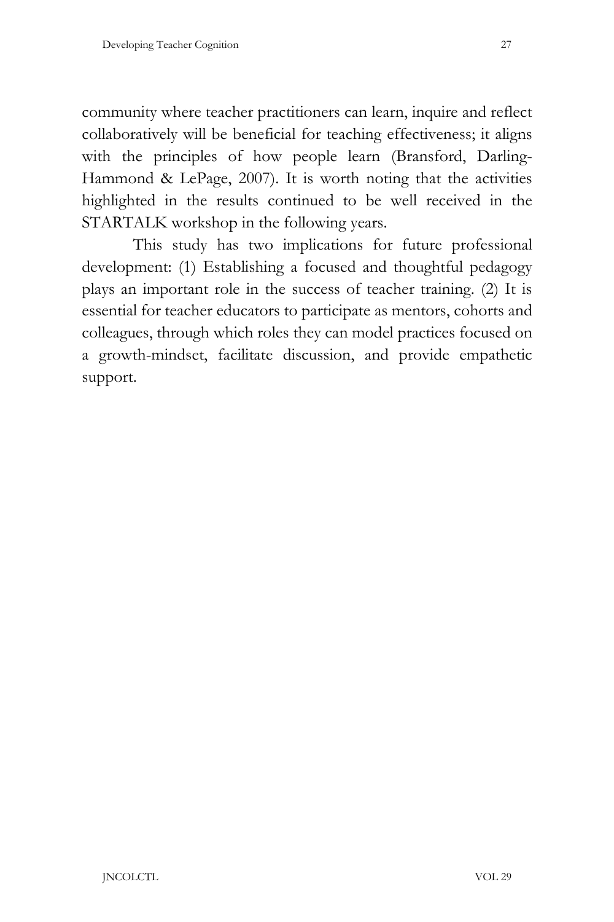community where teacher practitioners can learn, inquire and reflect collaboratively will be beneficial for teaching effectiveness; it aligns with the principles of how people learn (Bransford, Darling-Hammond & LePage, 2007). It is worth noting that the activities highlighted in the results continued to be well received in the STARTALK workshop in the following years.

This study has two implications for future professional development: (1) Establishing a focused and thoughtful pedagogy plays an important role in the success of teacher training. (2) It is essential for teacher educators to participate as mentors, cohorts and colleagues, through which roles they can model practices focused on a growth-mindset, facilitate discussion, and provide empathetic support.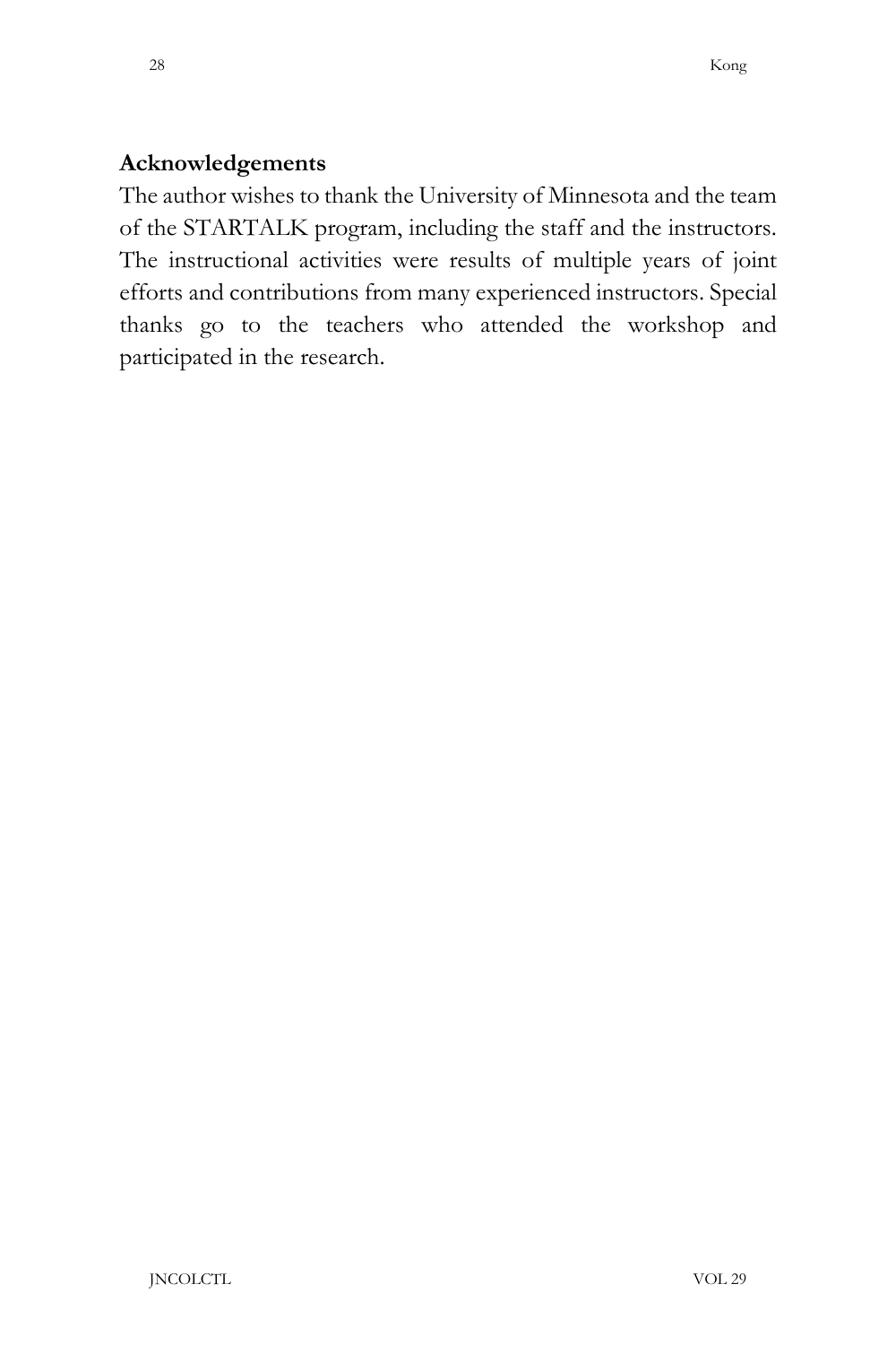## Acknowledgements

The author wishes to thank the University of Minnesota and the team of the STARTALK program, including the staff and the instructors. The instructional activities were results of multiple years of joint efforts and contributions from many experienced instructors. Special thanks go to the teachers who attended the workshop and participated in the research.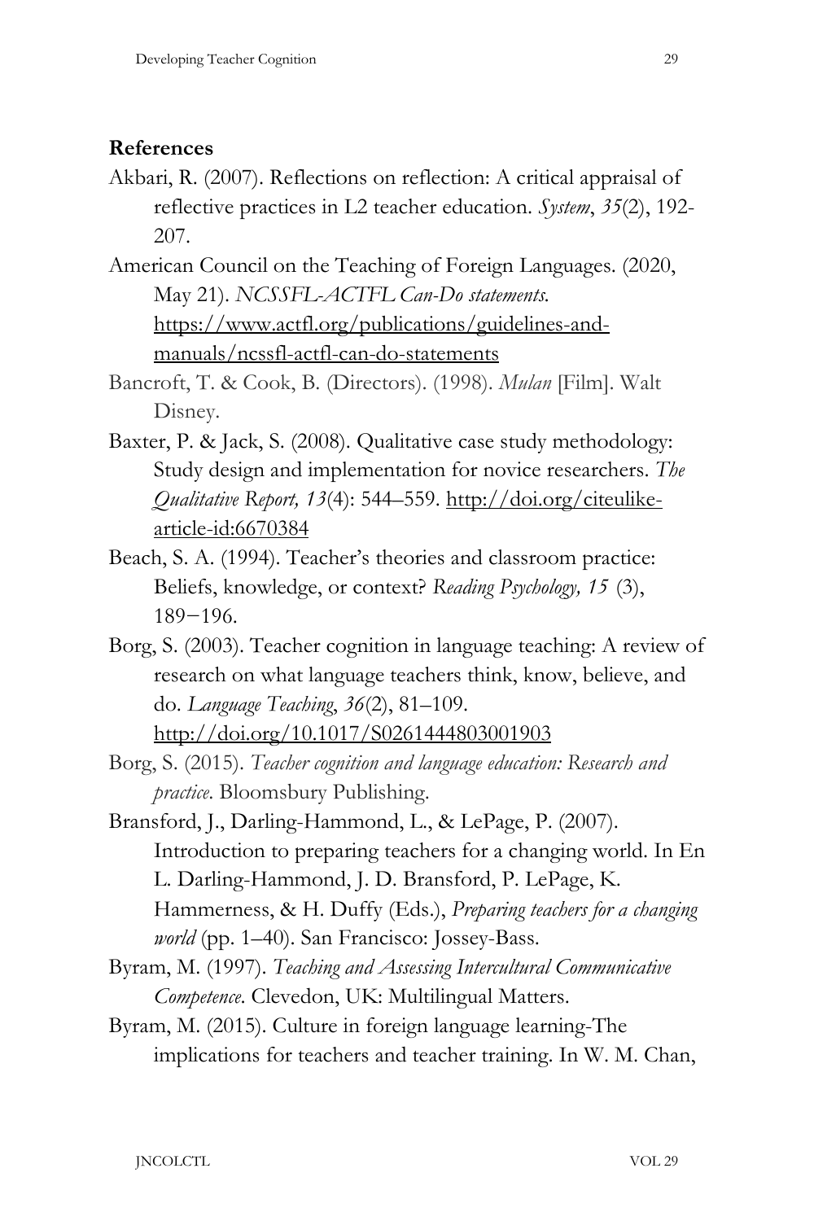**References**

Akbari, R. (2007). Reflections on reflection: A critical appraisal of reflective practices in L2 teacher education. *System*, *35*(2), 192-207.

American Council on the Teaching of Foreign Languages. (2020, May 21). *NCSSFL-ACTFL Can-Do statements*. https://www.actfl.org/publications/guidelines-and-manuals/ncssfl-actfl-can-do-statements

Bancroft, T. & Cook, B. (Directors). (1998). *Mulan* [Film]. Walt Disney.

Baxter, P. & Jack, S. (2008). Qualitative case study methodology: Study design and implementation for novice researchers. *The Qualitative Report, 13*(4): 544–559. http://doi.org/citeulike-article-id:6670384

Beach, S. A. (1994). Teacher's theories and classroom practice: Beliefs, knowledge, or context? *Reading Psychology, 15* (3), 189−196.

Borg, S. (2003). Teacher cognition in language teaching: A review of research on what language teachers think, know, believe, and do. *Language Teaching*, *36*(2), 81–109. http://doi.org/10.1017/S0261444803001903

Borg, S. (2015). *Teacher cognition and language education: Research and practice*. Bloomsbury Publishing.

Bransford, J., Darling-Hammond, L., & LePage, P. (2007). Introduction to preparing teachers for a changing world. In En L. Darling-Hammond, J. D. Bransford, P. LePage, K. Hammerness, & H. Duffy (Eds.), *Preparing teachers for a changing world* (pp. 1–40). San Francisco: Jossey-Bass.

Byram, M. (1997). *Teaching and Assessing Intercultural Communicative Competence*. Clevedon, UK: Multilingual Matters.

Byram, M. (2015). Culture in foreign language learning-The implications for teachers and teacher training. In W. M. Chan,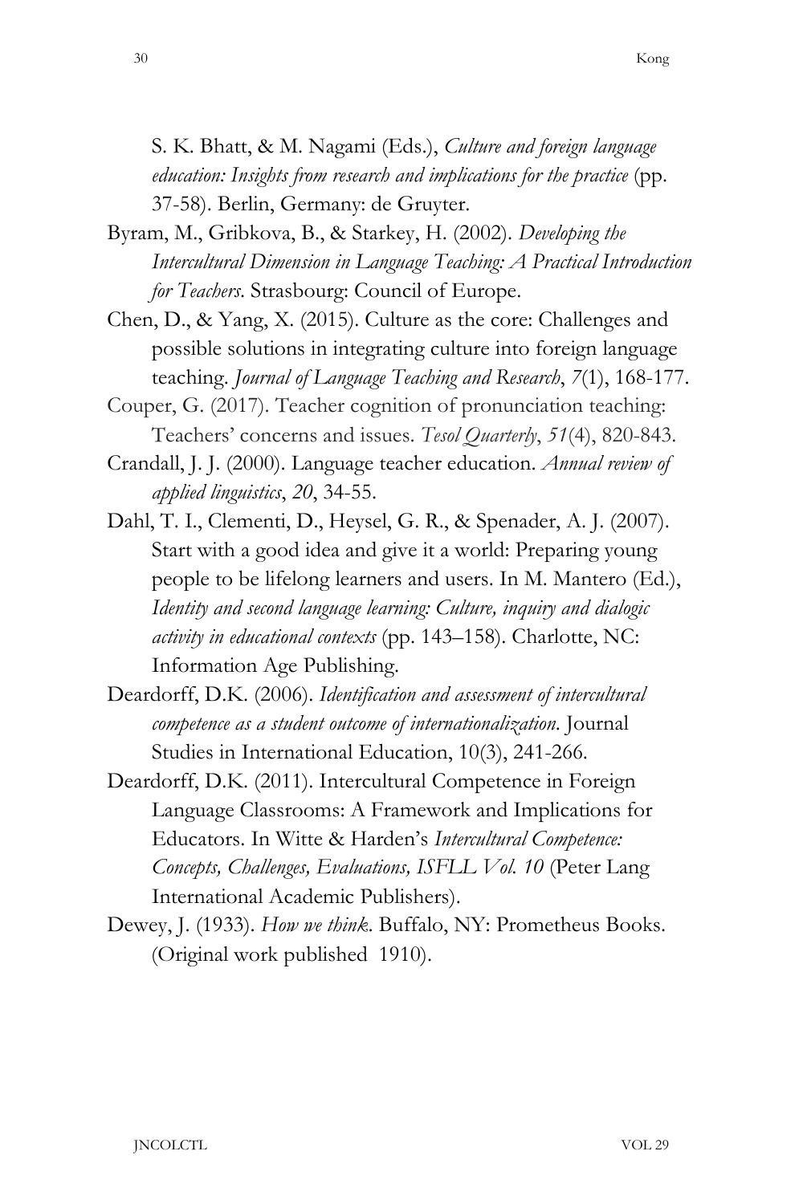S. K. Bhatt, & M. Nagami (Eds.), *Culture and foreign language education: Insights from research and implications for the practice* (pp. 37-58). Berlin, Germany: de Gruyter.

Byram, M., Gribkova, B., & Starkey, H. (2002). *Developing the Intercultural Dimension in Language Teaching: A Practical Introduction for Teachers*. Strasbourg: Council of Europe.

Chen, D., & Yang, X. (2015). Culture as the core: Challenges and possible solutions in integrating culture into foreign language teaching. *Journal of Language Teaching and Research*, *7*(1), 168-177.

Couper, G. (2017). Teacher cognition of pronunciation teaching: Teachers' concerns and issues. *Tesol Quarterly*, *51*(4), 820-843.

Crandall, J. J. (2000). Language teacher education. *Annual review of applied linguistics*, *20*, 34-55.

Dahl, T. I., Clementi, D., Heysel, G. R., & Spenader, A. J. (2007). Start with a good idea and give it a world: Preparing young people to be lifelong learners and users. In M. Mantero (Ed.), *Identity and second language learning: Culture, inquiry and dialogic activity in educational contexts* (pp. 143–158). Charlotte, NC: Information Age Publishing.

Deardorff, D.K. (2006). *Identification and assessment of intercultural competence as a student outcome of internationalization*. Journal Studies in International Education, 10(3), 241-266.

Deardorff, D.K. (2011). Intercultural Competence in Foreign Language Classrooms: A Framework and Implications for Educators. In Witte & Harden's *Intercultural Competence: Concepts, Challenges, Evaluations, ISFLL Vol. 10* (Peter Lang International Academic Publishers).

Dewey, J. (1933). *How we think*. Buffalo, NY: Prometheus Books. (Original work published 1910).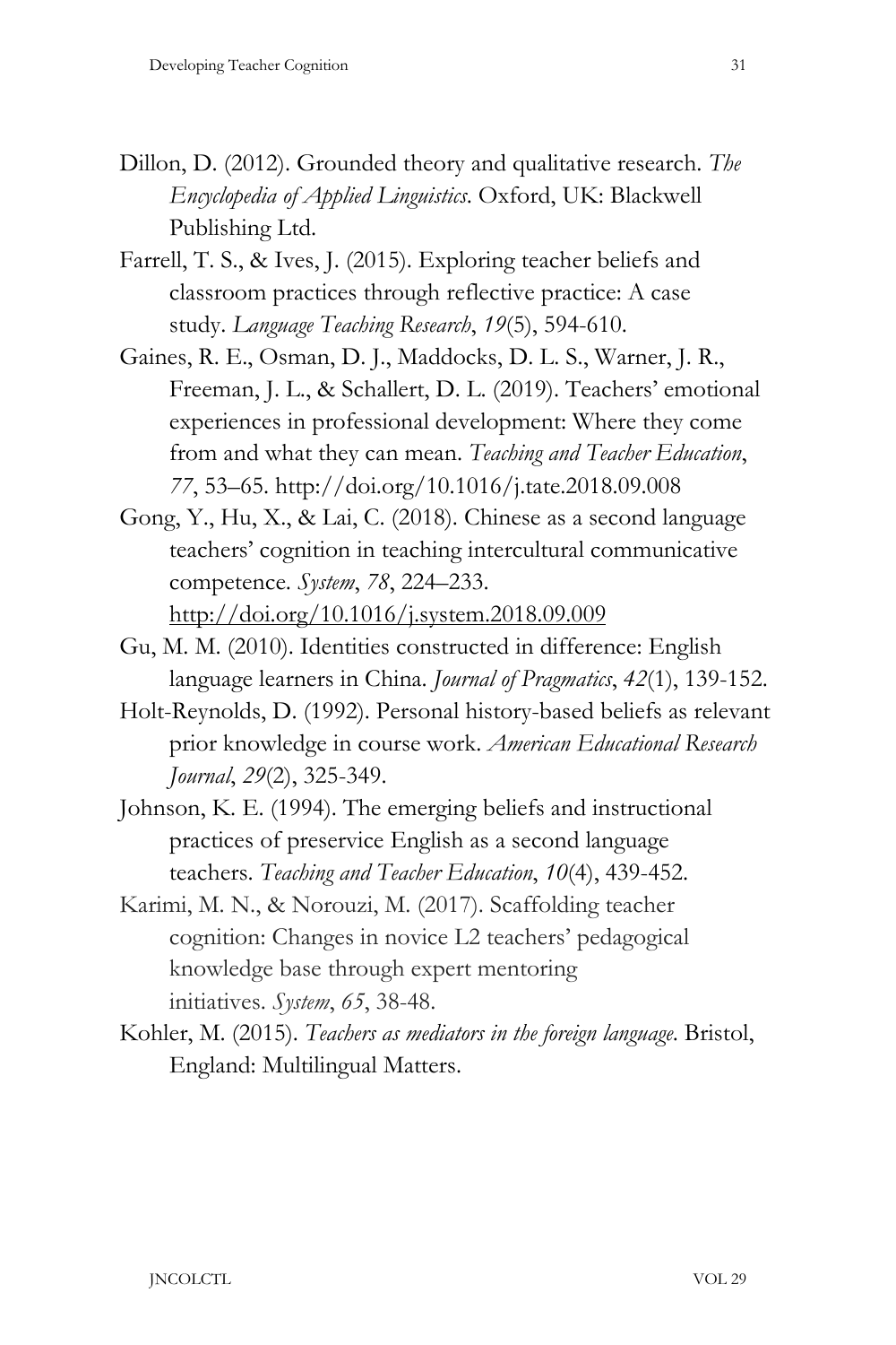Dillon, D. (2012). Grounded theory and qualitative research. *The Encyclopedia of Applied Linguistics*. Oxford, UK: Blackwell Publishing Ltd.

Farrell, T. S., & Ives, J. (2015). Exploring teacher beliefs and classroom practices through reflective practice: A case study. *Language Teaching Research*, *19*(5), 594-610.

Gaines, R. E., Osman, D. J., Maddocks, D. L. S., Warner, J. R., Freeman, J. L., & Schallert, D. L. (2019). Teachers' emotional experiences in professional development: Where they come from and what they can mean. *Teaching and Teacher Education*, *77*, 53–65. http://doi.org/10.1016/j.tate.2018.09.008

Gong, Y., Hu, X., & Lai, C. (2018). Chinese as a second language teachers' cognition in teaching intercultural communicative competence. *System*, *78*, 224–233. http://doi.org/10.1016/j.system.2018.09.009

Gu, M. M. (2010). Identities constructed in difference: English language learners in China. *Journal of Pragmatics*, *42*(1), 139-152.

Holt-Reynolds, D. (1992). Personal history-based beliefs as relevant prior knowledge in course work. *American Educational Research Journal*, *29*(2), 325-349.

Johnson, K. E. (1994). The emerging beliefs and instructional practices of preservice English as a second language teachers. *Teaching and Teacher Education*, *10*(4), 439-452.

Karimi, M. N., & Norouzi, M. (2017). Scaffolding teacher cognition: Changes in novice L2 teachers' pedagogical knowledge base through expert mentoring initiatives. *System*, *65*, 38-48.

Kohler, M. (2015). *Teachers as mediators in the foreign language*. Bristol, England: Multilingual Matters.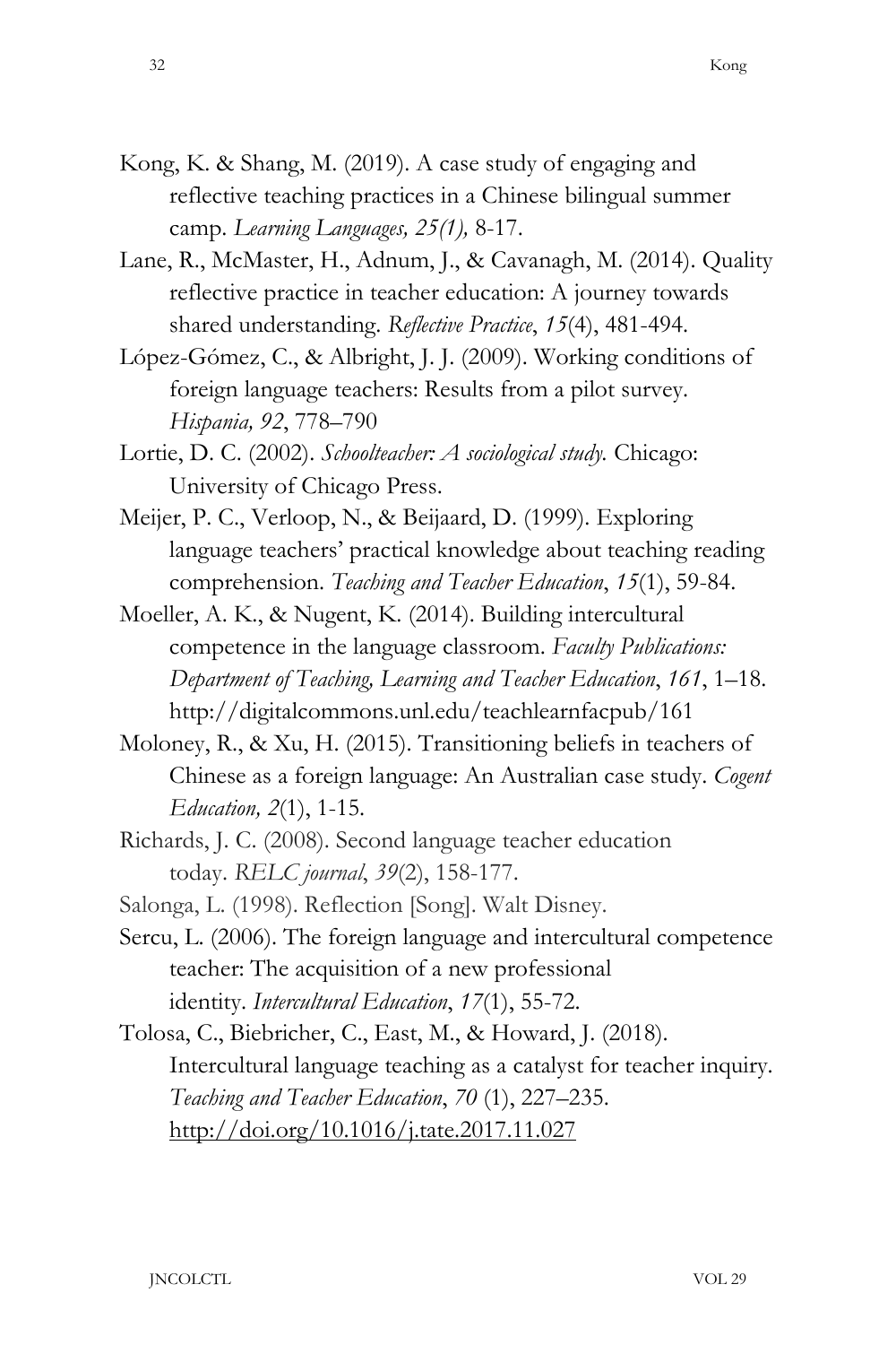Kong, K. & Shang, M. (2019). A case study of engaging and reflective teaching practices in a Chinese bilingual summer camp. *Learning Languages, 25(1),* 8-17.

Lane, R., McMaster, H., Adnum, J., & Cavanagh, M. (2014). Quality reflective practice in teacher education: A journey towards shared understanding. *Reflective Practice*, *15*(4), 481-494.

López-Gómez, C., & Albright, J. J. (2009). Working conditions of foreign language teachers: Results from a pilot survey. *Hispania, 92*, 778–790

Lortie, D. C. (2002). *Schoolteacher: A sociological study.* Chicago: University of Chicago Press.

Meijer, P. C., Verloop, N., & Beijaard, D. (1999). Exploring language teachers' practical knowledge about teaching reading comprehension. *Teaching and Teacher Education*, *15*(1), 59-84.

Moeller, A. K., & Nugent, K. (2014). Building intercultural competence in the language classroom. *Faculty Publications: Department of Teaching, Learning and Teacher Education*, *161*, 1–18. http://digitalcommons.unl.edu/teachlearnfacpub/161

Moloney, R., & Xu, H. (2015). Transitioning beliefs in teachers of Chinese as a foreign language: An Australian case study. *Cogent Education, 2*(1), 1-15.

Richards, J. C. (2008). Second language teacher education today. *RELC journal*, *39*(2), 158-177.

Salonga, L. (1998). Reflection [Song]. Walt Disney.

Sercu, L. (2006). The foreign language and intercultural competence teacher: The acquisition of a new professional identity. *Intercultural Education*, *17*(1), 55-72.

Tolosa, C., Biebricher, C., East, M., & Howard, J. (2018). Intercultural language teaching as a catalyst for teacher inquiry. *Teaching and Teacher Education*, *70* (1), 227–235. http://doi.org/10.1016/j.tate.2017.11.027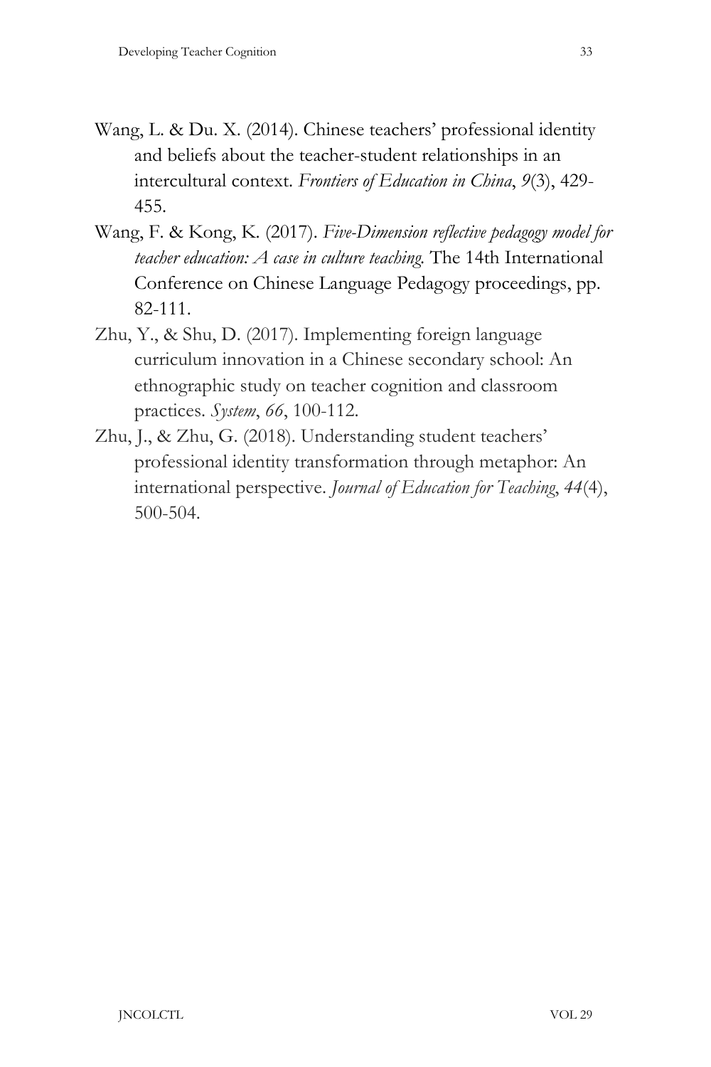Wang, L. & Du. X. (2014). Chinese teachers' professional identity and beliefs about the teacher-student relationships in an intercultural context. *Frontiers of Education in China*, *9*(3), 429-455.

Wang, F. & Kong, K. (2017). *Five-Dimension reflective pedagogy model for teacher education: A case in culture teaching.* The 14th International Conference on Chinese Language Pedagogy proceedings, pp. 82-111.

Zhu, Y., & Shu, D. (2017). Implementing foreign language curriculum innovation in a Chinese secondary school: An ethnographic study on teacher cognition and classroom practices. *System*, *66*, 100-112.

Zhu, J., & Zhu, G. (2018). Understanding student teachers' professional identity transformation through metaphor: An international perspective. *Journal of Education for Teaching*, *44*(4), 500-504.